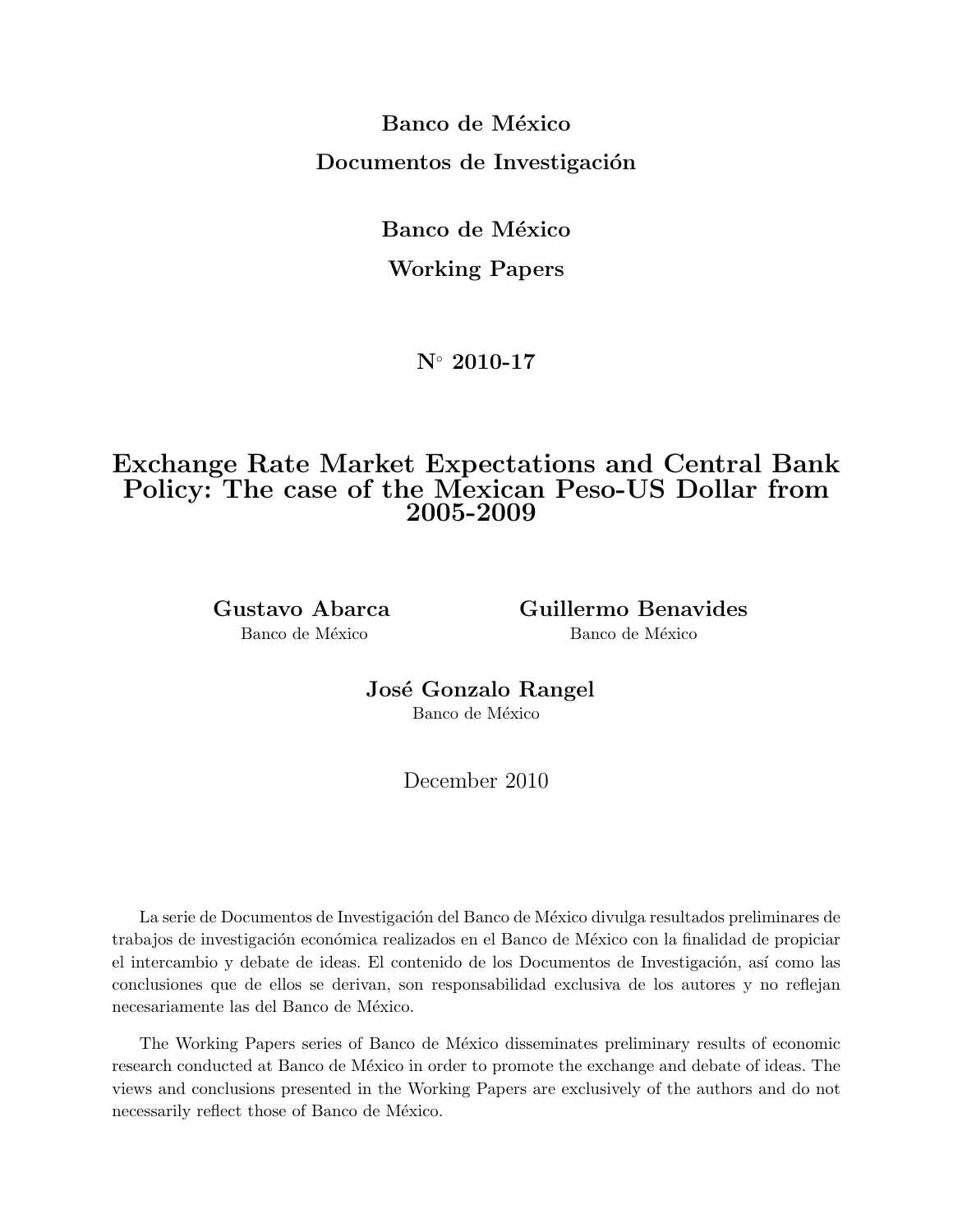**Banco de México**

**Documentos de Investigación**

**Banco de México**

**Working Papers**

**N° 2010-17**

# Exchange Rate Market Expectations and Central Bank Policy: The case of the Mexican Peso-US Dollar from 2005-2009

**Gustavo Abarca**
Banco de México

**Guillermo Benavides**
Banco de México

**José Gonzalo Rangel**
Banco de México

December 2010

La serie de Documentos de Investigación del Banco de México divulga resultados preliminares de trabajos de investigación económica realizados en el Banco de México con la finalidad de propiciar el intercambio y debate de ideas. El contenido de los Documentos de Investigación, así como las conclusiones que de ellos se derivan, son responsabilidad exclusiva de los autores y no reflejan necesariamente las del Banco de México.

The Working Papers series of Banco de México disseminates preliminary results of economic research conducted at Banco de México in order to promote the exchange and debate of ideas. The views and conclusions presented in the Working Papers are exclusively of the authors and do not necessarily reflect those of Banco de México.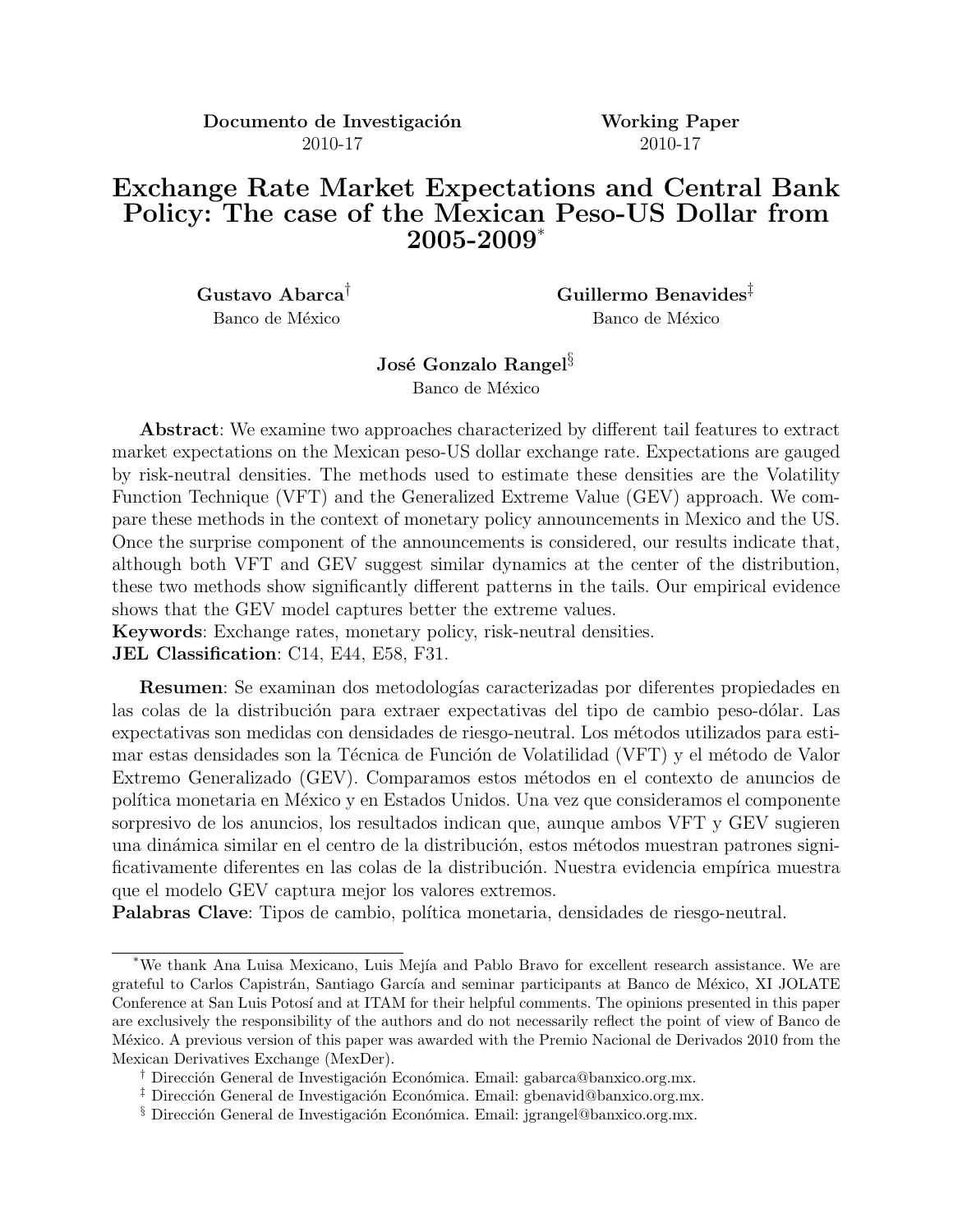**Documento de Investigación** 2010-17

**Working Paper** 2010-17

# Exchange Rate Market Expectations and Central Bank Policy: The case of the Mexican Peso-US Dollar from 2005-2009[*]

**Gustavo Abarca**[†]
Banco de México

**Guillermo Benavides**[‡]
Banco de México

**José Gonzalo Rangel**[§]
Banco de México

**Abstract**: We examine two approaches characterized by different tail features to extract market expectations on the Mexican peso-US dollar exchange rate. Expectations are gauged by risk-neutral densities. The methods used to estimate these densities are the Volatility Function Technique (VFT) and the Generalized Extreme Value (GEV) approach. We compare these methods in the context of monetary policy announcements in Mexico and the US. Once the surprise component of the announcements is considered, our results indicate that, although both VFT and GEV suggest similar dynamics at the center of the distribution, these two methods show significantly different patterns in the tails. Our empirical evidence shows that the GEV model captures better the extreme values.

**Keywords**: Exchange rates, monetary policy, risk-neutral densities.

**JEL Classification**: C14, E44, E58, F31.

**Resumen**: Se examinan dos metodologías caracterizadas por diferentes propiedades en las colas de la distribución para extraer expectativas del tipo de cambio peso-dólar. Las expectativas son medidas con densidades de riesgo-neutral. Los métodos utilizados para estimar estas densidades son la Técnica de Función de Volatilidad (VFT) y el método de Valor Extremo Generalizado (GEV). Comparamos estos métodos en el contexto de anuncios de política monetaria en México y en Estados Unidos. Una vez que consideramos el componente sorpresivo de los anuncios, los resultados indican que, aunque ambos VFT y GEV sugieren una dinámica similar en el centro de la distribución, estos métodos muestran patrones significativamente diferentes en las colas de la distribución. Nuestra evidencia empírica muestra que el modelo GEV captura mejor los valores extremos.

**Palabras Clave**: Tipos de cambio, política monetaria, densidades de riesgo-neutral.

---

[*] We thank Ana Luisa Mexicano, Luis Mejía and Pablo Bravo for excellent research assistance. We are grateful to Carlos Capistrán, Santiago García and seminar participants at Banco de México, XI JOLATE Conference at San Luis Potosí and at ITAM for their helpful comments. The opinions presented in this paper are exclusively the responsibility of the authors and do not necessarily reflect the point of view of Banco de México. A previous version of this paper was awarded with the Premio Nacional de Derivados 2010 from the Mexican Derivatives Exchange (MexDer).

[†] Dirección General de Investigación Económica. Email: gabarca@banxico.org.mx.

[‡] Dirección General de Investigación Económica. Email: gbenavid@banxico.org.mx.

[§] Dirección General de Investigación Económica. Email: jgrangel@banxico.org.mx.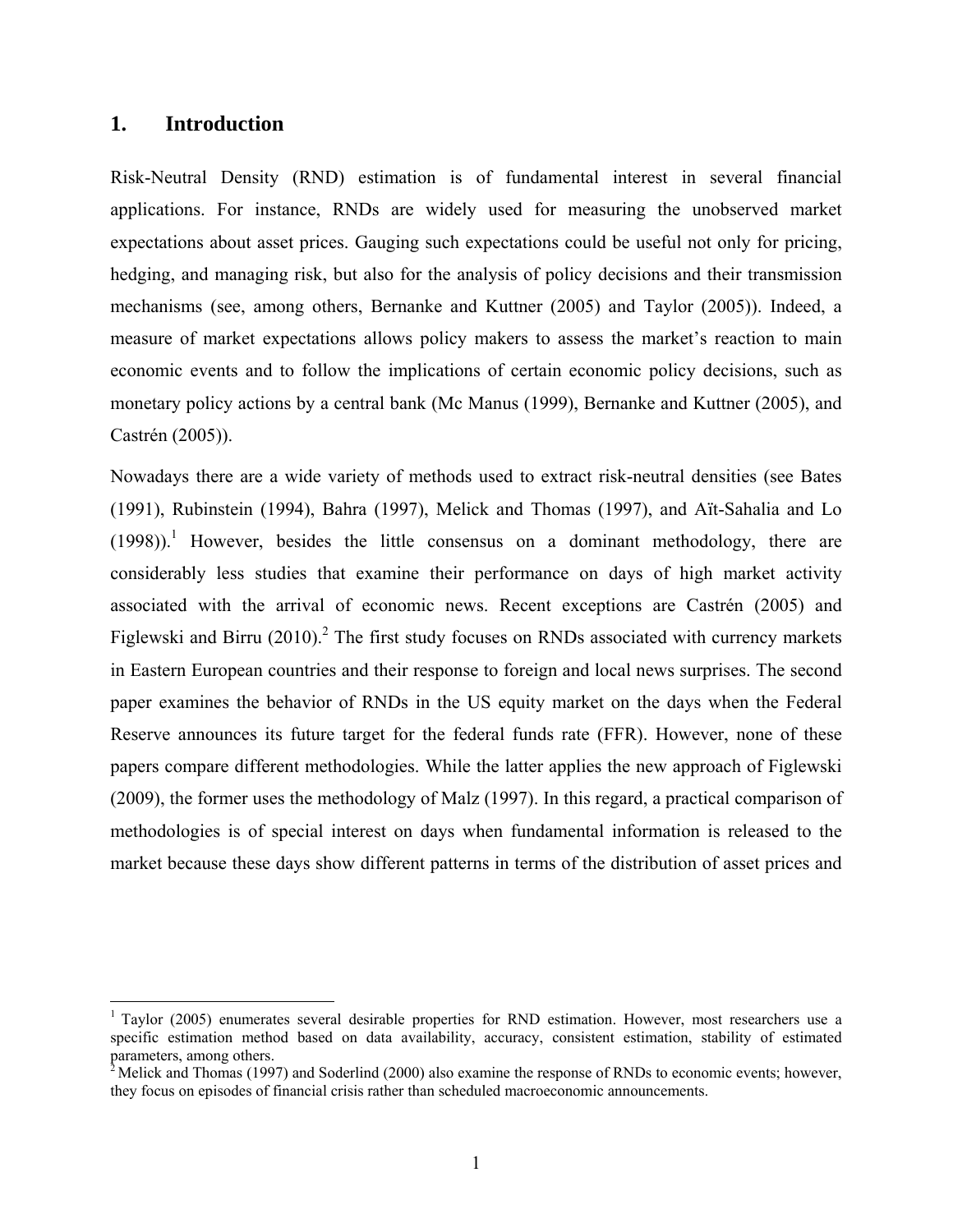## 1. Introduction

Risk-Neutral Density (RND) estimation is of fundamental interest in several financial applications. For instance, RNDs are widely used for measuring the unobserved market expectations about asset prices. Gauging such expectations could be useful not only for pricing, hedging, and managing risk, but also for the analysis of policy decisions and their transmission mechanisms (see, among others, Bernanke and Kuttner (2005) and Taylor (2005)). Indeed, a measure of market expectations allows policy makers to assess the market's reaction to main economic events and to follow the implications of certain economic policy decisions, such as monetary policy actions by a central bank (Mc Manus (1999), Bernanke and Kuttner (2005), and Castrén (2005)).

Nowadays there are a wide variety of methods used to extract risk-neutral densities (see Bates (1991), Rubinstein (1994), Bahra (1997), Melick and Thomas (1997), and Aït-Sahalia and Lo (1998)).[1] However, besides the little consensus on a dominant methodology, there are considerably less studies that examine their performance on days of high market activity associated with the arrival of economic news. Recent exceptions are Castrén (2005) and Figlewski and Birru (2010).[2] The first study focuses on RNDs associated with currency markets in Eastern European countries and their response to foreign and local news surprises. The second paper examines the behavior of RNDs in the US equity market on the days when the Federal Reserve announces its future target for the federal funds rate (FFR). However, none of these papers compare different methodologies. While the latter applies the new approach of Figlewski (2009), the former uses the methodology of Malz (1997). In this regard, a practical comparison of methodologies is of special interest on days when fundamental information is released to the market because these days show different patterns in terms of the distribution of asset prices and

---

[1] Taylor (2005) enumerates several desirable properties for RND estimation. However, most researchers use a specific estimation method based on data availability, accuracy, consistent estimation, stability of estimated parameters, among others.

[2] Melick and Thomas (1997) and Soderlind (2000) also examine the response of RNDs to economic events; however, they focus on episodes of financial crisis rather than scheduled macroeconomic announcements.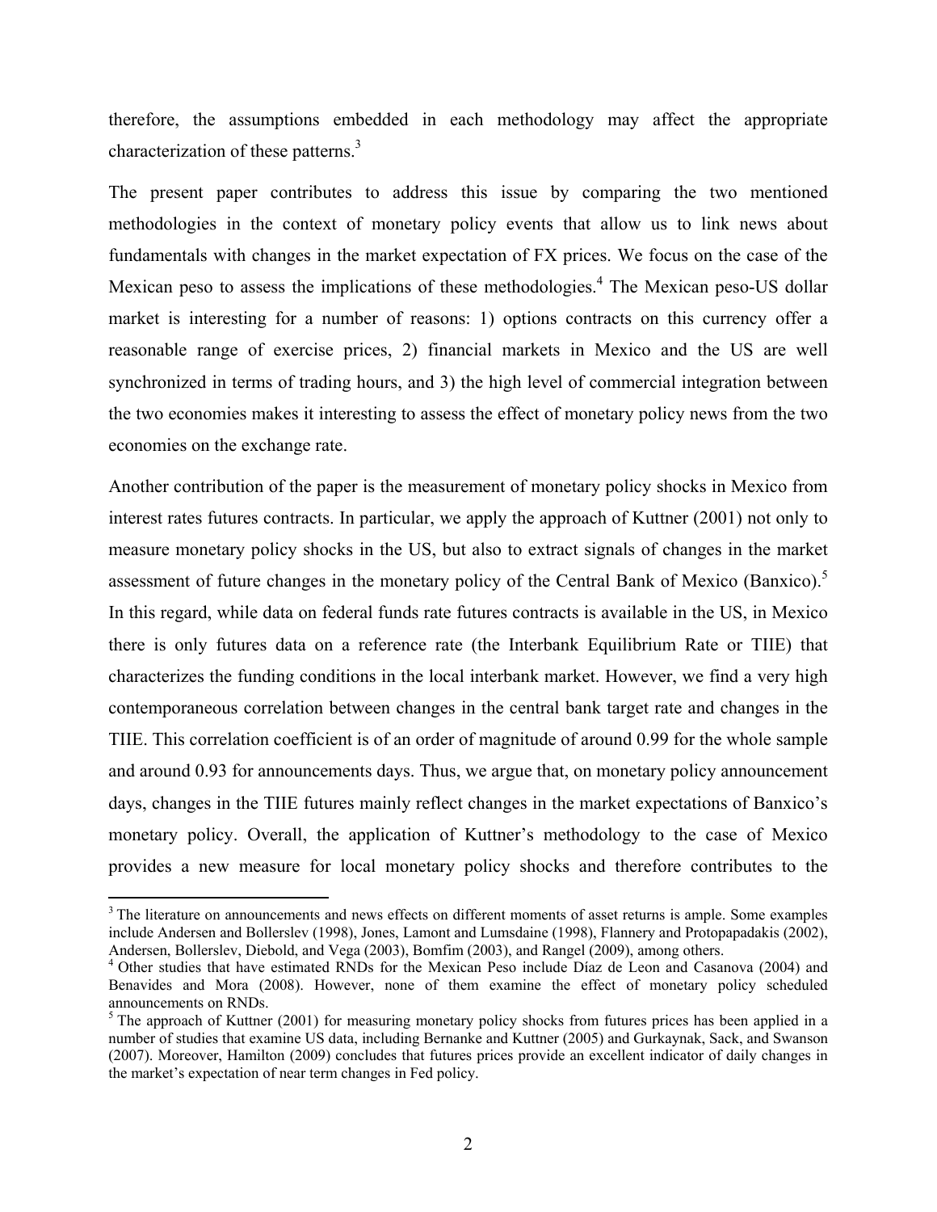therefore, the assumptions embedded in each methodology may affect the appropriate characterization of these patterns.[3]

The present paper contributes to address this issue by comparing the two mentioned methodologies in the context of monetary policy events that allow us to link news about fundamentals with changes in the market expectation of FX prices. We focus on the case of the Mexican peso to assess the implications of these methodologies.[4] The Mexican peso-US dollar market is interesting for a number of reasons: 1) options contracts on this currency offer a reasonable range of exercise prices, 2) financial markets in Mexico and the US are well synchronized in terms of trading hours, and 3) the high level of commercial integration between the two economies makes it interesting to assess the effect of monetary policy news from the two economies on the exchange rate.

Another contribution of the paper is the measurement of monetary policy shocks in Mexico from interest rates futures contracts. In particular, we apply the approach of Kuttner (2001) not only to measure monetary policy shocks in the US, but also to extract signals of changes in the market assessment of future changes in the monetary policy of the Central Bank of Mexico (Banxico).[5] In this regard, while data on federal funds rate futures contracts is available in the US, in Mexico there is only futures data on a reference rate (the Interbank Equilibrium Rate or TIIE) that characterizes the funding conditions in the local interbank market. However, we find a very high contemporaneous correlation between changes in the central bank target rate and changes in the TIIE. This correlation coefficient is of an order of magnitude of around 0.99 for the whole sample and around 0.93 for announcements days. Thus, we argue that, on monetary policy announcement days, changes in the TIIE futures mainly reflect changes in the market expectations of Banxico's monetary policy. Overall, the application of Kuttner's methodology to the case of Mexico provides a new measure for local monetary policy shocks and therefore contributes to the

[3] The literature on announcements and news effects on different moments of asset returns is ample. Some examples include Andersen and Bollerslev (1998), Jones, Lamont and Lumsdaine (1998), Flannery and Protopapadakis (2002), Andersen, Bollerslev, Diebold, and Vega (2003), Bomfim (2003), and Rangel (2009), among others.

[4] Other studies that have estimated RNDs for the Mexican Peso include Díaz de Leon and Casanova (2004) and Benavides and Mora (2008). However, none of them examine the effect of monetary policy scheduled announcements on RNDs.

[5] The approach of Kuttner (2001) for measuring monetary policy shocks from futures prices has been applied in a number of studies that examine US data, including Bernanke and Kuttner (2005) and Gurkaynak, Sack, and Swanson (2007). Moreover, Hamilton (2009) concludes that futures prices provide an excellent indicator of daily changes in the market's expectation of near term changes in Fed policy.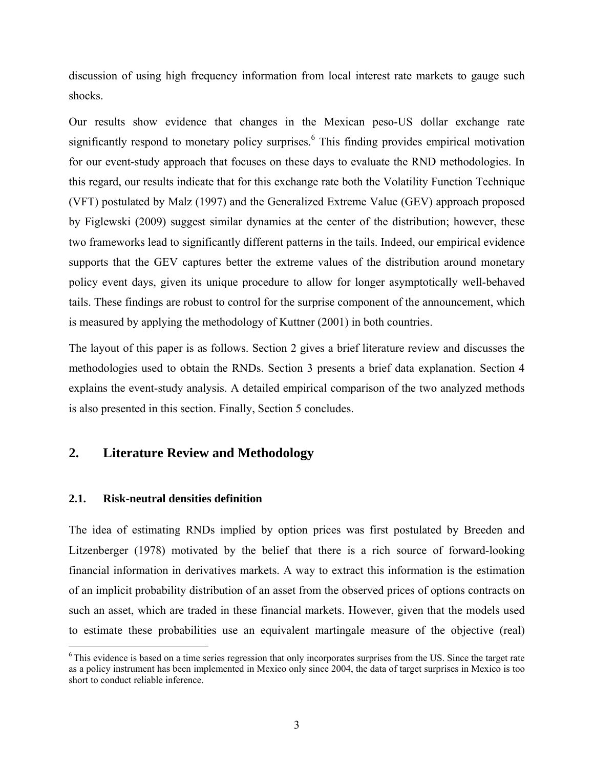discussion of using high frequency information from local interest rate markets to gauge such shocks.

Our results show evidence that changes in the Mexican peso-US dollar exchange rate significantly respond to monetary policy surprises.[6] This finding provides empirical motivation for our event-study approach that focuses on these days to evaluate the RND methodologies. In this regard, our results indicate that for this exchange rate both the Volatility Function Technique (VFT) postulated by Malz (1997) and the Generalized Extreme Value (GEV) approach proposed by Figlewski (2009) suggest similar dynamics at the center of the distribution; however, these two frameworks lead to significantly different patterns in the tails. Indeed, our empirical evidence supports that the GEV captures better the extreme values of the distribution around monetary policy event days, given its unique procedure to allow for longer asymptotically well-behaved tails. These findings are robust to control for the surprise component of the announcement, which is measured by applying the methodology of Kuttner (2001) in both countries.

The layout of this paper is as follows. Section 2 gives a brief literature review and discusses the methodologies used to obtain the RNDs. Section 3 presents a brief data explanation. Section 4 explains the event-study analysis. A detailed empirical comparison of the two analyzed methods is also presented in this section. Finally, Section 5 concludes.

## 2. Literature Review and Methodology

### 2.1. Risk-neutral densities definition

The idea of estimating RNDs implied by option prices was first postulated by Breeden and Litzenberger (1978) motivated by the belief that there is a rich source of forward-looking financial information in derivatives markets. A way to extract this information is the estimation of an implicit probability distribution of an asset from the observed prices of options contracts on such an asset, which are traded in these financial markets. However, given that the models used to estimate these probabilities use an equivalent martingale measure of the objective (real)

[6] This evidence is based on a time series regression that only incorporates surprises from the US. Since the target rate as a policy instrument has been implemented in Mexico only since 2004, the data of target surprises in Mexico is too short to conduct reliable inference.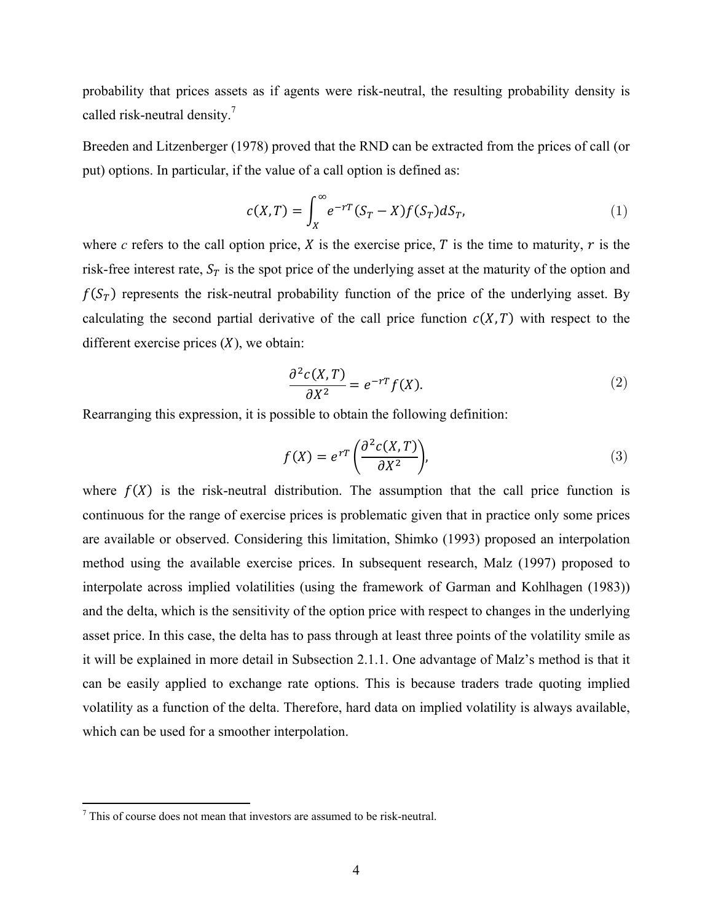probability that prices assets as if agents were risk-neutral, the resulting probability density is called risk-neutral density.[7]

Breeden and Litzenberger (1978) proved that the RND can be extracted from the prices of call (or put) options. In particular, if the value of a call option is defined as:

$$c(X,T) = \int_X^\infty e^{-rT}(S_T - X)f(S_T)dS_T, \tag{1}$$

where $c$ refers to the call option price, $X$ is the exercise price, $T$ is the time to maturity, $r$ is the risk-free interest rate, $S_T$ is the spot price of the underlying asset at the maturity of the option and $f(S_T)$ represents the risk-neutral probability function of the price of the underlying asset. By calculating the second partial derivative of the call price function $c(X,T)$ with respect to the different exercise prices ($X$), we obtain:

$$\frac{\partial^2 c(X,T)}{\partial X^2} = e^{-rT}f(X). \tag{2}$$

Rearranging this expression, it is possible to obtain the following definition:

$$f(X) = e^{rT}\left(\frac{\partial^2 c(X,T)}{\partial X^2}\right), \tag{3}$$

where $f(X)$ is the risk-neutral distribution. The assumption that the call price function is continuous for the range of exercise prices is problematic given that in practice only some prices are available or observed. Considering this limitation, Shimko (1993) proposed an interpolation method using the available exercise prices. In subsequent research, Malz (1997) proposed to interpolate across implied volatilities (using the framework of Garman and Kohlhagen (1983)) and the delta, which is the sensitivity of the option price with respect to changes in the underlying asset price. In this case, the delta has to pass through at least three points of the volatility smile as it will be explained in more detail in Subsection 2.1.1. One advantage of Malz's method is that it can be easily applied to exchange rate options. This is because traders trade quoting implied volatility as a function of the delta. Therefore, hard data on implied volatility is always available, which can be used for a smoother interpolation.

[7] This of course does not mean that investors are assumed to be risk-neutral.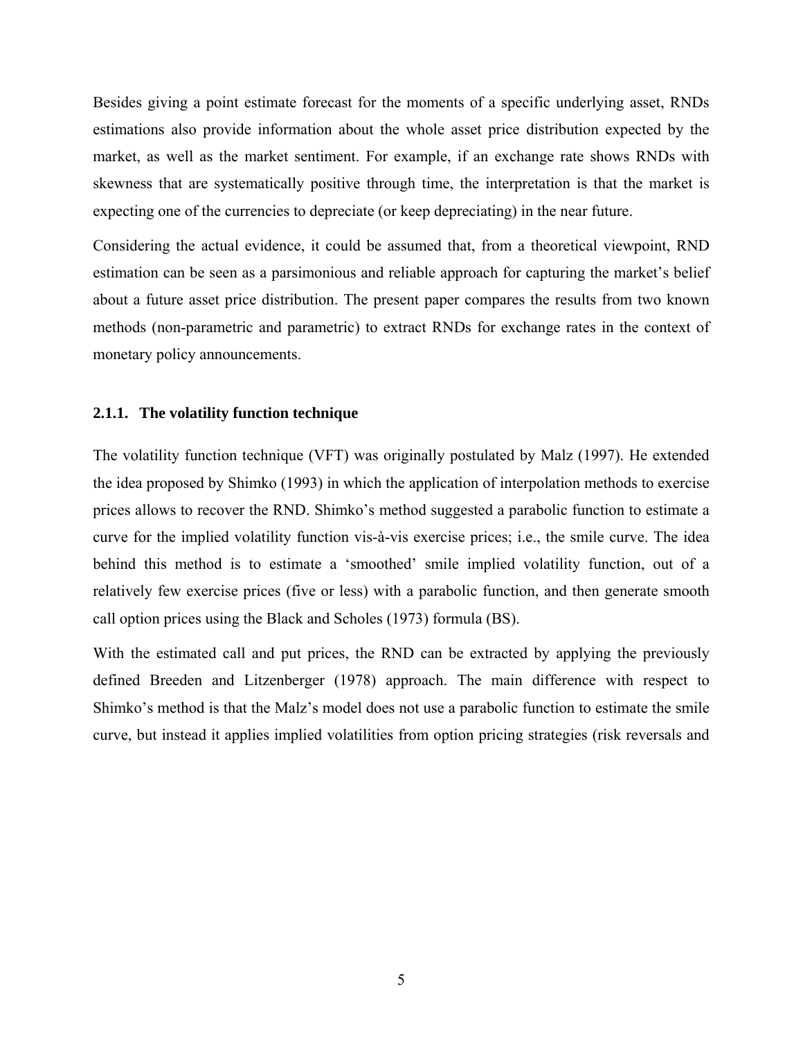Besides giving a point estimate forecast for the moments of a specific underlying asset, RNDs estimations also provide information about the whole asset price distribution expected by the market, as well as the market sentiment. For example, if an exchange rate shows RNDs with skewness that are systematically positive through time, the interpretation is that the market is expecting one of the currencies to depreciate (or keep depreciating) in the near future.

Considering the actual evidence, it could be assumed that, from a theoretical viewpoint, RND estimation can be seen as a parsimonious and reliable approach for capturing the market's belief about a future asset price distribution. The present paper compares the results from two known methods (non-parametric and parametric) to extract RNDs for exchange rates in the context of monetary policy announcements.

### 2.1.1. The volatility function technique

The volatility function technique (VFT) was originally postulated by Malz (1997). He extended the idea proposed by Shimko (1993) in which the application of interpolation methods to exercise prices allows to recover the RND. Shimko's method suggested a parabolic function to estimate a curve for the implied volatility function vis-à-vis exercise prices; i.e., the smile curve. The idea behind this method is to estimate a 'smoothed' smile implied volatility function, out of a relatively few exercise prices (five or less) with a parabolic function, and then generate smooth call option prices using the Black and Scholes (1973) formula (BS).

With the estimated call and put prices, the RND can be extracted by applying the previously defined Breeden and Litzenberger (1978) approach. The main difference with respect to Shimko's method is that the Malz's model does not use a parabolic function to estimate the smile curve, but instead it applies implied volatilities from option pricing strategies (risk reversals and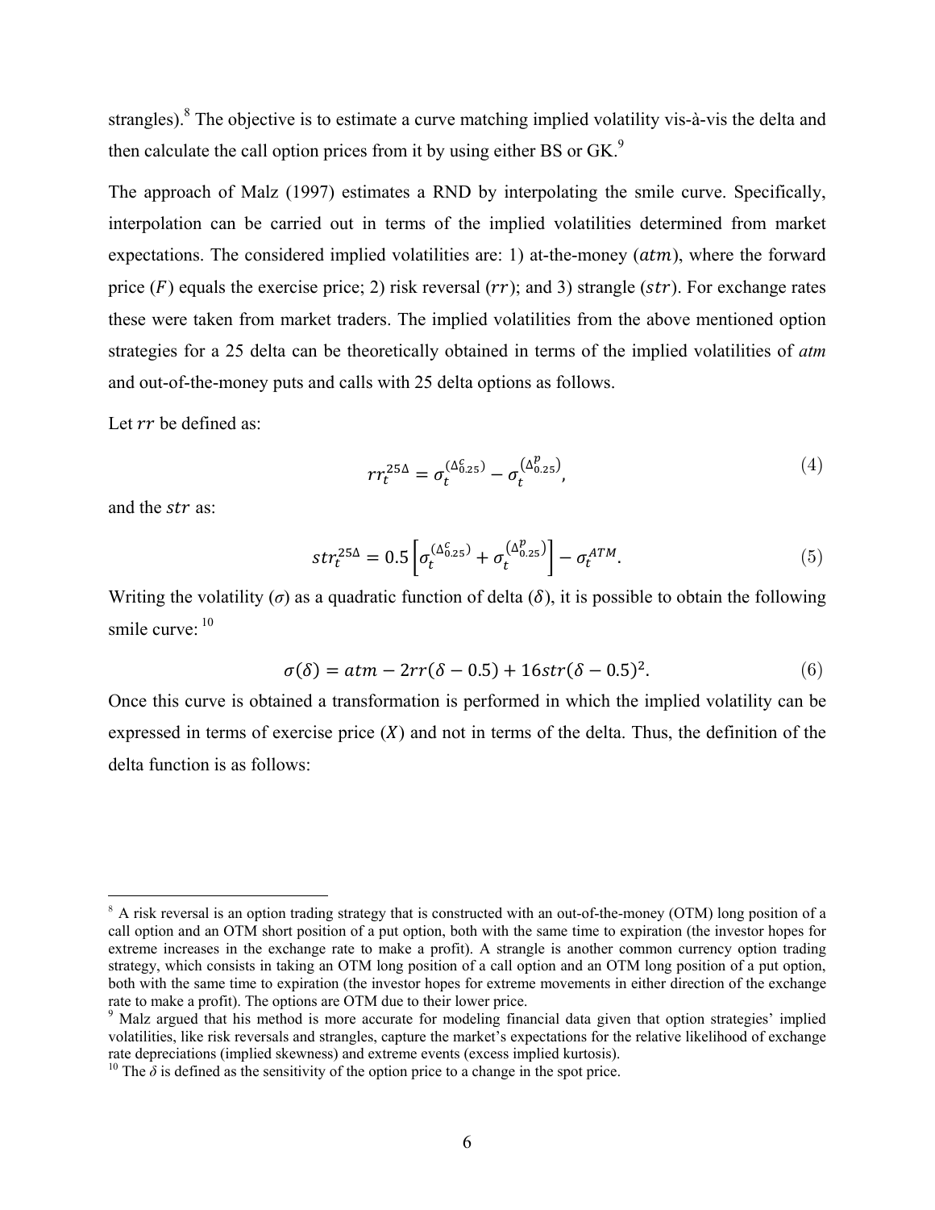strangles).[8] The objective is to estimate a curve matching implied volatility vis-à-vis the delta and then calculate the call option prices from it by using either BS or GK.[9]

The approach of Malz (1997) estimates a RND by interpolating the smile curve. Specifically, interpolation can be carried out in terms of the implied volatilities determined from market expectations. The considered implied volatilities are: 1) at-the-money ($atm$), where the forward price ($F$) equals the exercise price; 2) risk reversal ($rr$); and 3) strangle ($str$). For exchange rates these were taken from market traders. The implied volatilities from the above mentioned option strategies for a 25 delta can be theoretically obtained in terms of the implied volatilities of *atm* and out-of-the-money puts and calls with 25 delta options as follows.

Let $rr$ be defined as:

$$rr_t^{25\Delta} = \sigma_t^{(\Delta_{0.25}^c)} - \sigma_t^{(\Delta_{0.25}^p)}, \tag{4}$$

and the $str$ as:

$$str_t^{25\Delta} = 0.5\left[\sigma_t^{(\Delta_{0.25}^c)} + \sigma_t^{(\Delta_{0.25}^p)}\right] - \sigma_t^{ATM}. \tag{5}$$

Writing the volatility ($\sigma$) as a quadratic function of delta ($\delta$), it is possible to obtain the following smile curve:[10]

$$\sigma(\delta) = atm - 2rr(\delta - 0.5) + 16str(\delta - 0.5)^2. \tag{6}$$

Once this curve is obtained a transformation is performed in which the implied volatility can be expressed in terms of exercise price ($X$) and not in terms of the delta. Thus, the definition of the delta function is as follows:

---

[8] A risk reversal is an option trading strategy that is constructed with an out-of-the-money (OTM) long position of a call option and an OTM short position of a put option, both with the same time to expiration (the investor hopes for extreme increases in the exchange rate to make a profit). A strangle is another common currency option trading strategy, which consists in taking an OTM long position of a call option and an OTM long position of a put option, both with the same time to expiration (the investor hopes for extreme movements in either direction of the exchange rate to make a profit). The options are OTM due to their lower price.

[9] Malz argued that his method is more accurate for modeling financial data given that option strategies' implied volatilities, like risk reversals and strangles, capture the market's expectations for the relative likelihood of exchange rate depreciations (implied skewness) and extreme events (excess implied kurtosis).

[10] The $\delta$ is defined as the sensitivity of the option price to a change in the spot price.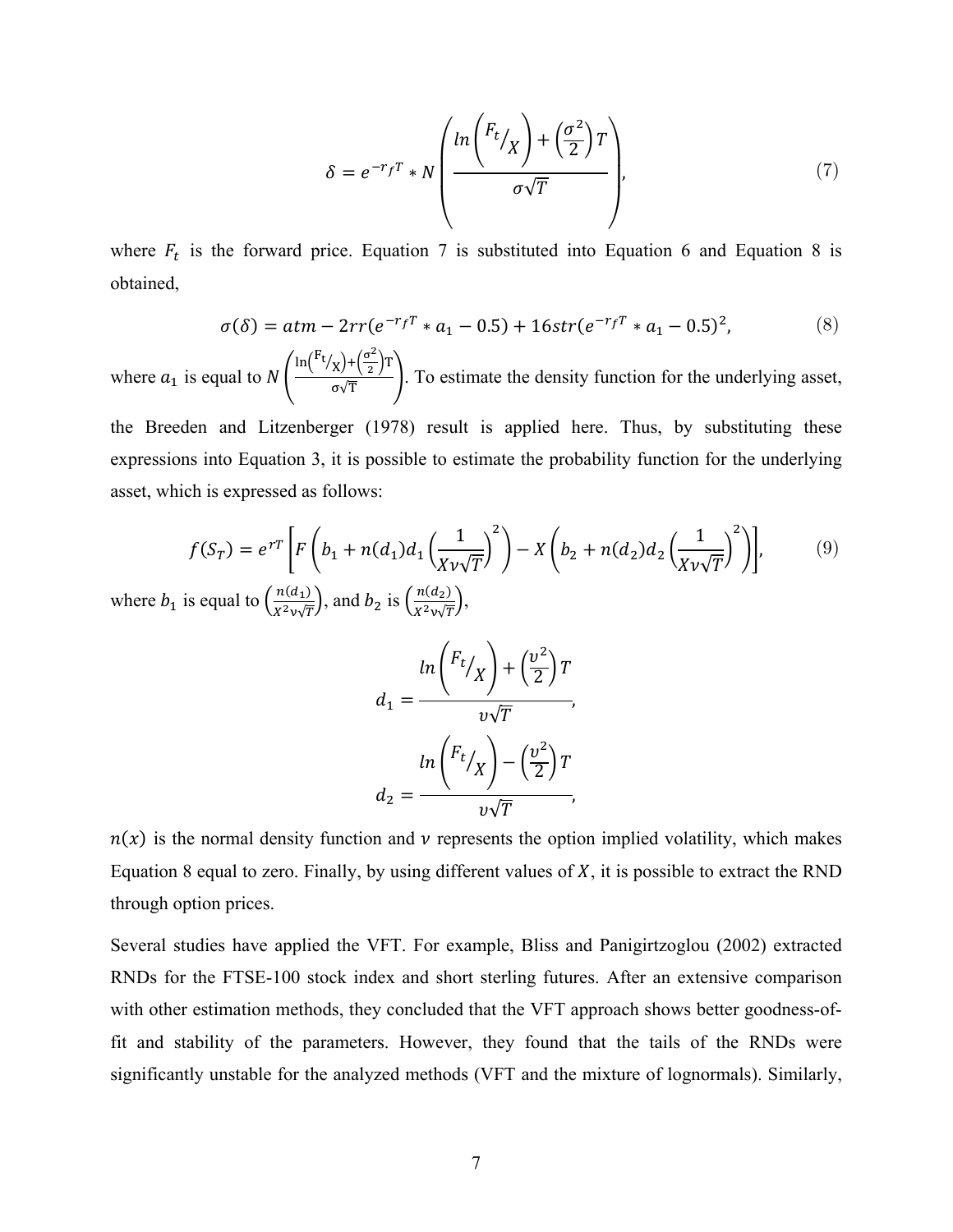$$\delta = e^{-r_f T} * N\left(\frac{ln\left(F_t/_X\right) + \left(\frac{\sigma^2}{2}\right)T}{\sigma\sqrt{T}}\right), \tag{7}$$

where $F_t$ is the forward price. Equation 7 is substituted into Equation 6 and Equation 8 is obtained,

$$\sigma(\delta) = atm - 2rr(e^{-r_f T} * a_1 - 0.5) + 16str(e^{-r_f T} * a_1 - 0.5)^2, \tag{8}$$

where $a_1$ is equal to $N\left(\frac{\ln\left(F_t/_X\right)+\left(\frac{\sigma^2}{2}\right)T}{\sigma\sqrt{T}}\right)$. To estimate the density function for the underlying asset, the Breeden and Litzenberger (1978) result is applied here. Thus, by substituting these expressions into Equation 3, it is possible to estimate the probability function for the underlying asset, which is expressed as follows:

$$f(S_T) = e^{rT}\left[F\left(b_1 + n(d_1)d_1\left(\frac{1}{X\nu\sqrt{T}}\right)^2\right) - X\left(b_2 + n(d_2)d_2\left(\frac{1}{X\nu\sqrt{T}}\right)^2\right)\right], \tag{9}$$

where $b_1$ is equal to $\left(\frac{n(d_1)}{X^2\nu\sqrt{T}}\right)$, and $b_2$ is $\left(\frac{n(d_2)}{X^2\nu\sqrt{T}}\right)$,

$$d_1 = \frac{ln\left(F_t/_X\right) + \left(\frac{\upsilon^2}{2}\right)T}{\upsilon\sqrt{T}},$$

$$d_2 = \frac{ln\left(F_t/_X\right) - \left(\frac{\upsilon^2}{2}\right)T}{\upsilon\sqrt{T}},$$

$n(x)$ is the normal density function and $\nu$ represents the option implied volatility, which makes Equation 8 equal to zero. Finally, by using different values of $X$, it is possible to extract the RND through option prices.

Several studies have applied the VFT. For example, Bliss and Panigirtzoglou (2002) extracted RNDs for the FTSE-100 stock index and short sterling futures. After an extensive comparison with other estimation methods, they concluded that the VFT approach shows better goodness-of-fit and stability of the parameters. However, they found that the tails of the RNDs were significantly unstable for the analyzed methods (VFT and the mixture of lognormals). Similarly,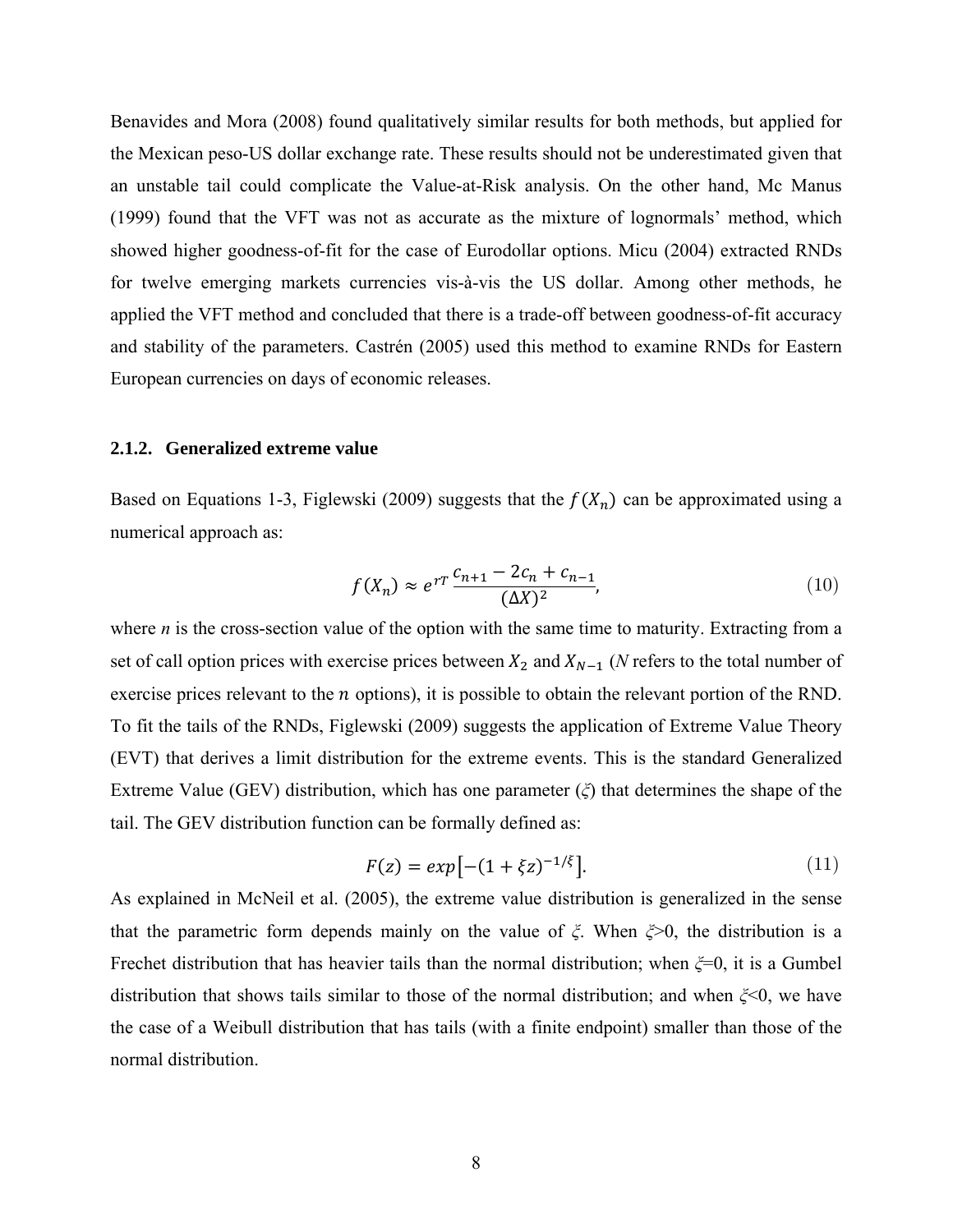Benavides and Mora (2008) found qualitatively similar results for both methods, but applied for the Mexican peso-US dollar exchange rate. These results should not be underestimated given that an unstable tail could complicate the Value-at-Risk analysis. On the other hand, Mc Manus (1999) found that the VFT was not as accurate as the mixture of lognormals' method, which showed higher goodness-of-fit for the case of Eurodollar options. Micu (2004) extracted RNDs for twelve emerging markets currencies vis-à-vis the US dollar. Among other methods, he applied the VFT method and concluded that there is a trade-off between goodness-of-fit accuracy and stability of the parameters. Castrén (2005) used this method to examine RNDs for Eastern European currencies on days of economic releases.

### 2.1.2. Generalized extreme value

Based on Equations 1-3, Figlewski (2009) suggests that the $f(X_n)$ can be approximated using a numerical approach as:

$$f(X_n) \approx e^{rT} \frac{c_{n+1} - 2c_n + c_{n-1}}{(\Delta X)^2}, \tag{10}$$

where $n$ is the cross-section value of the option with the same time to maturity. Extracting from a set of call option prices with exercise prices between $X_2$ and $X_{N-1}$ ($N$ refers to the total number of exercise prices relevant to the $n$ options), it is possible to obtain the relevant portion of the RND. To fit the tails of the RNDs, Figlewski (2009) suggests the application of Extreme Value Theory (EVT) that derives a limit distribution for the extreme events. This is the standard Generalized Extreme Value (GEV) distribution, which has one parameter ($\xi$) that determines the shape of the tail. The GEV distribution function can be formally defined as:

$$F(z) = exp\left[-(1 + \xi z)^{-1/\xi}\right]. \tag{11}$$

As explained in McNeil et al. (2005), the extreme value distribution is generalized in the sense that the parametric form depends mainly on the value of $\xi$. When $\xi>0$, the distribution is a Frechet distribution that has heavier tails than the normal distribution; when $\xi=0$, it is a Gumbel distribution that shows tails similar to those of the normal distribution; and when $\xi<0$, we have the case of a Weibull distribution that has tails (with a finite endpoint) smaller than those of the normal distribution.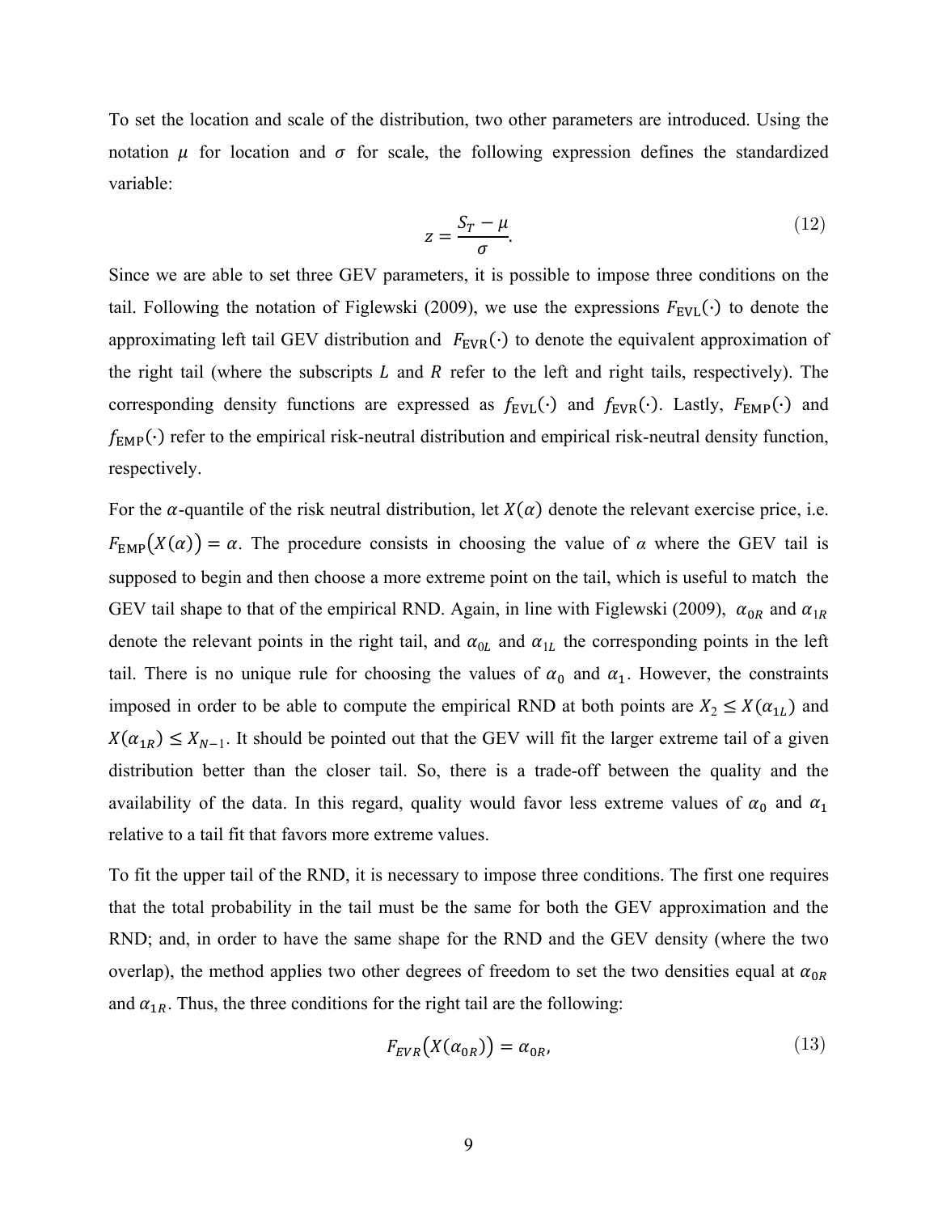To set the location and scale of the distribution, two other parameters are introduced. Using the notation $\mu$ for location and $\sigma$ for scale, the following expression defines the standardized variable:

$$z = \frac{S_T - \mu}{\sigma}. \tag{12}$$

Since we are able to set three GEV parameters, it is possible to impose three conditions on the tail. Following the notation of Figlewski (2009), we use the expressions $F_{\text{EVL}}(\cdot)$ to denote the approximating left tail GEV distribution and $F_{\text{EVR}}(\cdot)$ to denote the equivalent approximation of the right tail (where the subscripts $L$ and $R$ refer to the left and right tails, respectively). The corresponding density functions are expressed as $f_{\text{EVL}}(\cdot)$ and $f_{\text{EVR}}(\cdot)$. Lastly, $F_{\text{EMP}}(\cdot)$ and $f_{\text{EMP}}(\cdot)$ refer to the empirical risk-neutral distribution and empirical risk-neutral density function, respectively.

For the $\alpha$-quantile of the risk neutral distribution, let $X(\alpha)$ denote the relevant exercise price, i.e. $F_{\text{EMP}}(X(\alpha)) = \alpha$. The procedure consists in choosing the value of $\alpha$ where the GEV tail is supposed to begin and then choose a more extreme point on the tail, which is useful to match the GEV tail shape to that of the empirical RND. Again, in line with Figlewski (2009), $\alpha_{0R}$ and $\alpha_{1R}$ denote the relevant points in the right tail, and $\alpha_{0L}$ and $\alpha_{1L}$ the corresponding points in the left tail. There is no unique rule for choosing the values of $\alpha_0$ and $\alpha_1$. However, the constraints imposed in order to be able to compute the empirical RND at both points are $X_2 \leq X(\alpha_{1L})$ and $X(\alpha_{1R}) \leq X_{N-1}$. It should be pointed out that the GEV will fit the larger extreme tail of a given distribution better than the closer tail. So, there is a trade-off between the quality and the availability of the data. In this regard, quality would favor less extreme values of $\alpha_0$ and $\alpha_1$ relative to a tail fit that favors more extreme values.

To fit the upper tail of the RND, it is necessary to impose three conditions. The first one requires that the total probability in the tail must be the same for both the GEV approximation and the RND; and, in order to have the same shape for the RND and the GEV density (where the two overlap), the method applies two other degrees of freedom to set the two densities equal at $\alpha_{0R}$ and $\alpha_{1R}$. Thus, the three conditions for the right tail are the following:

$$F_{EVR}(X(\alpha_{0R})) = \alpha_{0R}, \tag{13}$$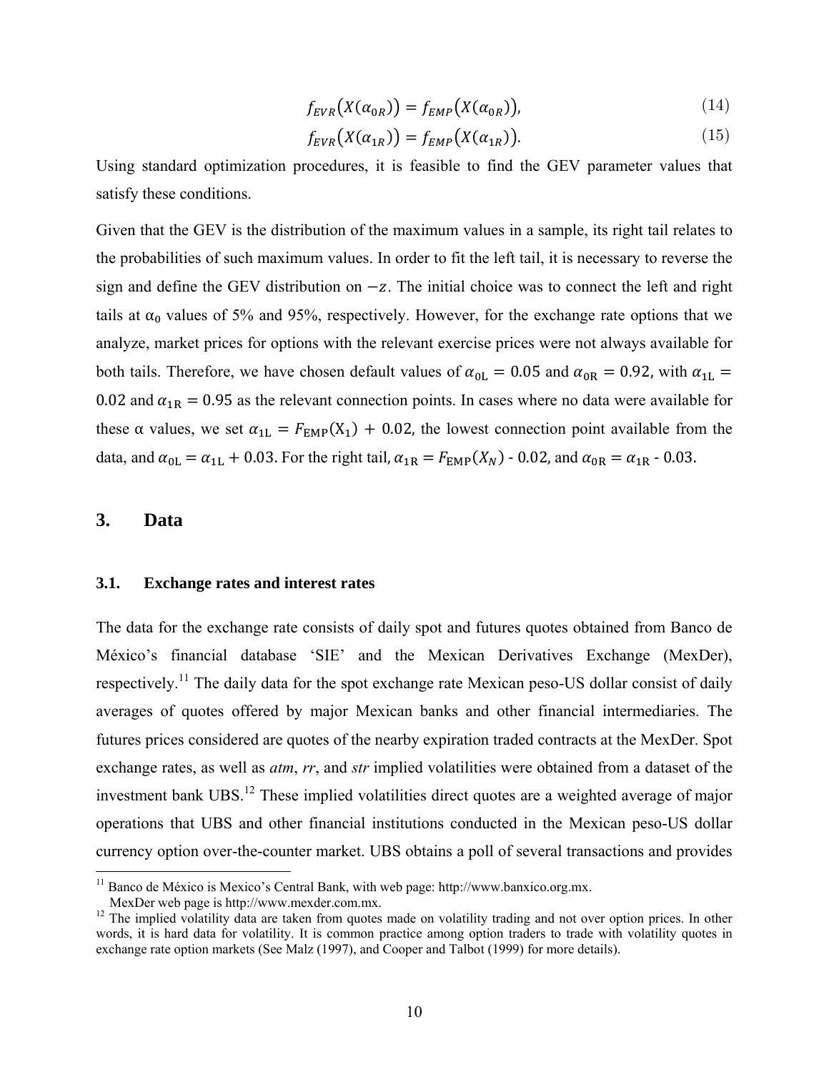$$f_{EVR}\big(X(\alpha_{0R})\big) = f_{EMP}\big(X(\alpha_{0R})\big), \tag{14}$$

$$f_{EVR}\big(X(\alpha_{1R})\big) = f_{EMP}\big(X(\alpha_{1R})\big). \tag{15}$$

Using standard optimization procedures, it is feasible to find the GEV parameter values that satisfy these conditions.

Given that the GEV is the distribution of the maximum values in a sample, its right tail relates to the probabilities of such maximum values. In order to fit the left tail, it is necessary to reverse the sign and define the GEV distribution on $-z$. The initial choice was to connect the left and right tails at $\alpha_0$ values of 5% and 95%, respectively. However, for the exchange rate options that we analyze, market prices for options with the relevant exercise prices were not always available for both tails. Therefore, we have chosen default values of $\alpha_{0\mathrm{L}} = 0.05$ and $\alpha_{0\mathrm{R}} = 0.92$, with $\alpha_{1\mathrm{L}} = 0.02$ and $\alpha_{1\mathrm{R}} = 0.95$ as the relevant connection points. In cases where no data were available for these α values, we set $\alpha_{1\mathrm{L}} = F_{\mathrm{EMP}}(\mathrm{X}_1) + 0.02$, the lowest connection point available from the data, and $\alpha_{0\mathrm{L}} = \alpha_{1\mathrm{L}} + 0.03$. For the right tail, $\alpha_{1\mathrm{R}} = F_{\mathrm{EMP}}(X_N)$ - 0.02, and $\alpha_{0\mathrm{R}} = \alpha_{1\mathrm{R}}$ - 0.03.

## 3. Data

### 3.1. Exchange rates and interest rates

The data for the exchange rate consists of daily spot and futures quotes obtained from Banco de México's financial database 'SIE' and the Mexican Derivatives Exchange (MexDer), respectively.[11] The daily data for the spot exchange rate Mexican peso-US dollar consist of daily averages of quotes offered by major Mexican banks and other financial intermediaries. The futures prices considered are quotes of the nearby expiration traded contracts at the MexDer. Spot exchange rates, as well as *atm*, *rr*, and *str* implied volatilities were obtained from a dataset of the investment bank UBS.[12] These implied volatilities direct quotes are a weighted average of major operations that UBS and other financial institutions conducted in the Mexican peso-US dollar currency option over-the-counter market. UBS obtains a poll of several transactions and provides

---

[11] Banco de México is Mexico's Central Bank, with web page: http://www.banxico.org.mx.
MexDer web page is http://www.mexder.com.mx.

[12] The implied volatility data are taken from quotes made on volatility trading and not over option prices. In other words, it is hard data for volatility. It is common practice among option traders to trade with volatility quotes in exchange rate option markets (See Malz (1997), and Cooper and Talbot (1999) for more details).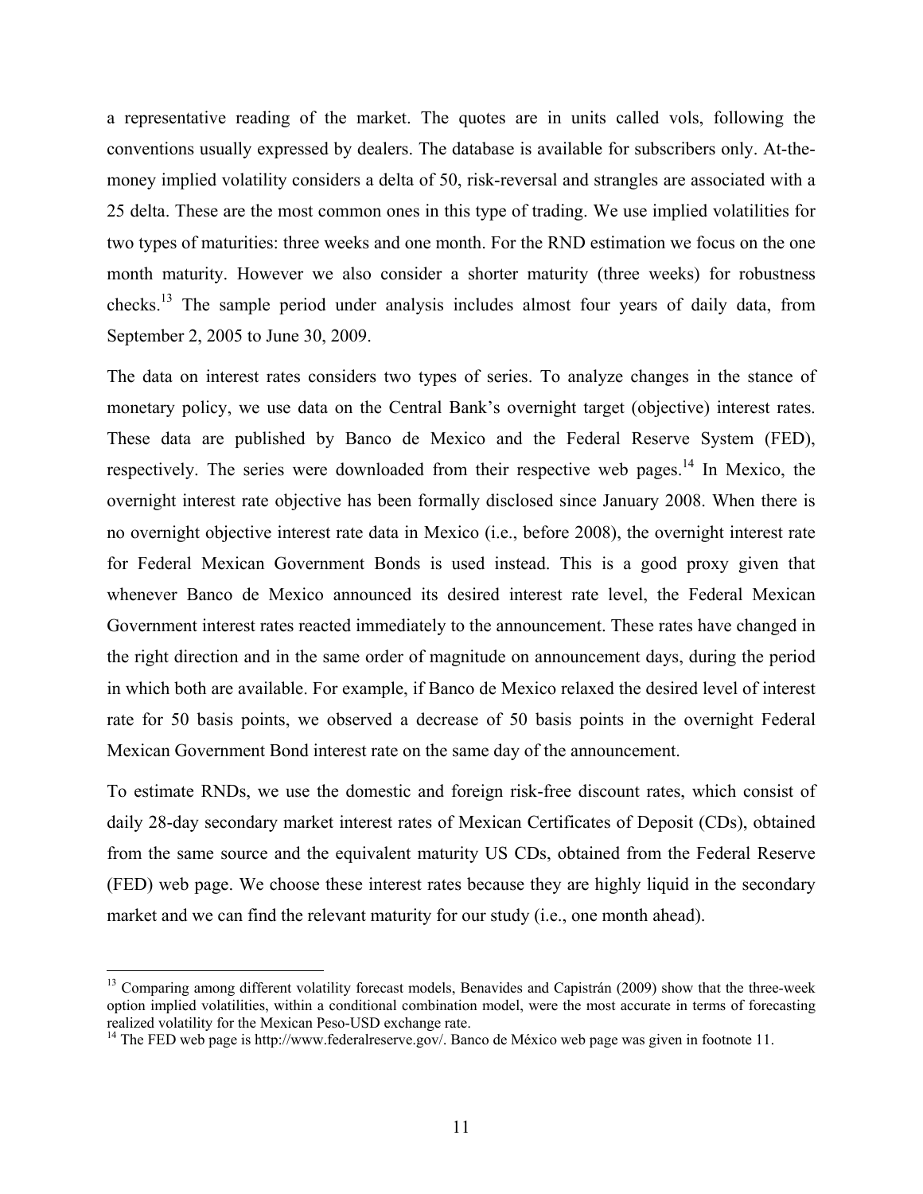a representative reading of the market. The quotes are in units called vols, following the conventions usually expressed by dealers. The database is available for subscribers only. At-the-money implied volatility considers a delta of 50, risk-reversal and strangles are associated with a 25 delta. These are the most common ones in this type of trading. We use implied volatilities for two types of maturities: three weeks and one month. For the RND estimation we focus on the one month maturity. However we also consider a shorter maturity (three weeks) for robustness checks.[13] The sample period under analysis includes almost four years of daily data, from September 2, 2005 to June 30, 2009.

The data on interest rates considers two types of series. To analyze changes in the stance of monetary policy, we use data on the Central Bank's overnight target (objective) interest rates. These data are published by Banco de Mexico and the Federal Reserve System (FED), respectively. The series were downloaded from their respective web pages.[14] In Mexico, the overnight interest rate objective has been formally disclosed since January 2008. When there is no overnight objective interest rate data in Mexico (i.e., before 2008), the overnight interest rate for Federal Mexican Government Bonds is used instead. This is a good proxy given that whenever Banco de Mexico announced its desired interest rate level, the Federal Mexican Government interest rates reacted immediately to the announcement. These rates have changed in the right direction and in the same order of magnitude on announcement days, during the period in which both are available. For example, if Banco de Mexico relaxed the desired level of interest rate for 50 basis points, we observed a decrease of 50 basis points in the overnight Federal Mexican Government Bond interest rate on the same day of the announcement.

To estimate RNDs, we use the domestic and foreign risk-free discount rates, which consist of daily 28-day secondary market interest rates of Mexican Certificates of Deposit (CDs), obtained from the same source and the equivalent maturity US CDs, obtained from the Federal Reserve (FED) web page. We choose these interest rates because they are highly liquid in the secondary market and we can find the relevant maturity for our study (i.e., one month ahead).

---

[13] Comparing among different volatility forecast models, Benavides and Capistrán (2009) show that the three-week option implied volatilities, within a conditional combination model, were the most accurate in terms of forecasting realized volatility for the Mexican Peso-USD exchange rate.

[14] The FED web page is http://www.federalreserve.gov/. Banco de México web page was given in footnote 11.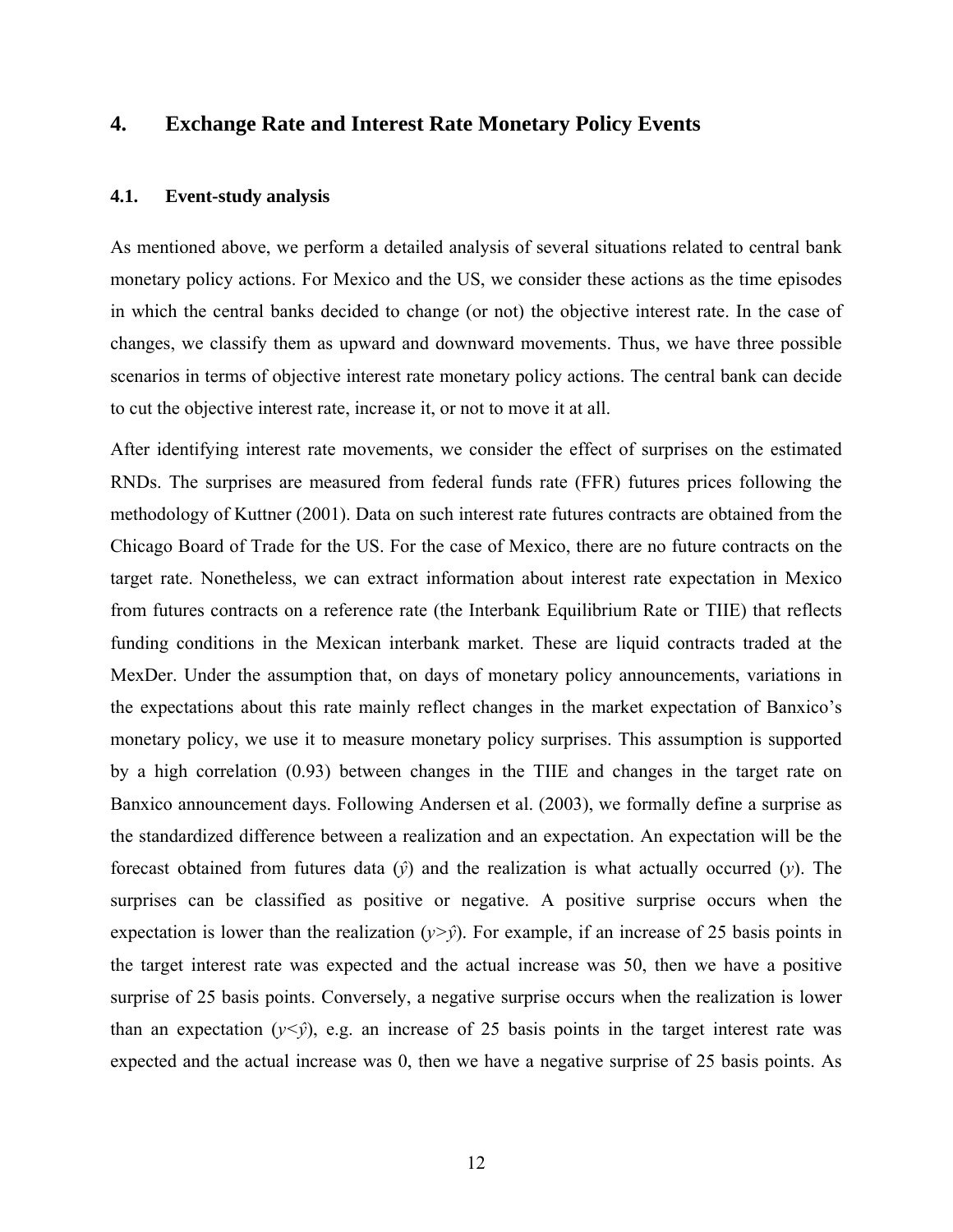## 4. Exchange Rate and Interest Rate Monetary Policy Events

### 4.1. Event-study analysis

As mentioned above, we perform a detailed analysis of several situations related to central bank monetary policy actions. For Mexico and the US, we consider these actions as the time episodes in which the central banks decided to change (or not) the objective interest rate. In the case of changes, we classify them as upward and downward movements. Thus, we have three possible scenarios in terms of objective interest rate monetary policy actions. The central bank can decide to cut the objective interest rate, increase it, or not to move it at all.

After identifying interest rate movements, we consider the effect of surprises on the estimated RNDs. The surprises are measured from federal funds rate (FFR) futures prices following the methodology of Kuttner (2001). Data on such interest rate futures contracts are obtained from the Chicago Board of Trade for the US. For the case of Mexico, there are no future contracts on the target rate. Nonetheless, we can extract information about interest rate expectation in Mexico from futures contracts on a reference rate (the Interbank Equilibrium Rate or TIIE) that reflects funding conditions in the Mexican interbank market. These are liquid contracts traded at the MexDer. Under the assumption that, on days of monetary policy announcements, variations in the expectations about this rate mainly reflect changes in the market expectation of Banxico's monetary policy, we use it to measure monetary policy surprises. This assumption is supported by a high correlation (0.93) between changes in the TIIE and changes in the target rate on Banxico announcement days. Following Andersen et al. (2003), we formally define a surprise as the standardized difference between a realization and an expectation. An expectation will be the forecast obtained from futures data ($\hat{y}$) and the realization is what actually occurred ($y$). The surprises can be classified as positive or negative. A positive surprise occurs when the expectation is lower than the realization ($y>\hat{y}$). For example, if an increase of 25 basis points in the target interest rate was expected and the actual increase was 50, then we have a positive surprise of 25 basis points. Conversely, a negative surprise occurs when the realization is lower than an expectation ($y<\hat{y}$), e.g. an increase of 25 basis points in the target interest rate was expected and the actual increase was 0, then we have a negative surprise of 25 basis points. As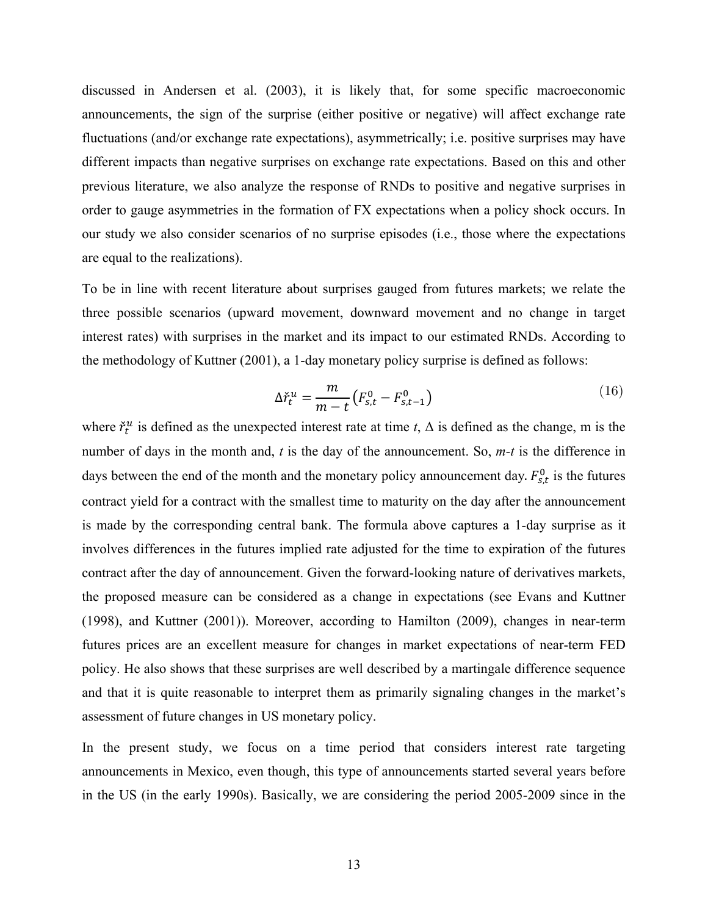discussed in Andersen et al. (2003), it is likely that, for some specific macroeconomic announcements, the sign of the surprise (either positive or negative) will affect exchange rate fluctuations (and/or exchange rate expectations), asymmetrically; i.e. positive surprises may have different impacts than negative surprises on exchange rate expectations. Based on this and other previous literature, we also analyze the response of RNDs to positive and negative surprises in order to gauge asymmetries in the formation of FX expectations when a policy shock occurs. In our study we also consider scenarios of no surprise episodes (i.e., those where the expectations are equal to the realizations).

To be in line with recent literature about surprises gauged from futures markets; we relate the three possible scenarios (upward movement, downward movement and no change in target interest rates) with surprises in the market and its impact to our estimated RNDs. According to the methodology of Kuttner (2001), a 1-day monetary policy surprise is defined as follows:

$$\Delta \check{r}_t^u = \frac{m}{m-t}\left(F_{s,t}^0 - F_{s,t-1}^0\right) \tag{16}$$

where $\check{r}_t^u$ is defined as the unexpected interest rate at time *t*, $\Delta$ is defined as the change, m is the number of days in the month and, *t* is the day of the announcement. So, *m-t* is the difference in days between the end of the month and the monetary policy announcement day. $F_{s,t}^0$ is the futures contract yield for a contract with the smallest time to maturity on the day after the announcement is made by the corresponding central bank. The formula above captures a 1-day surprise as it involves differences in the futures implied rate adjusted for the time to expiration of the futures contract after the day of announcement. Given the forward-looking nature of derivatives markets, the proposed measure can be considered as a change in expectations (see Evans and Kuttner (1998), and Kuttner (2001)). Moreover, according to Hamilton (2009), changes in near-term futures prices are an excellent measure for changes in market expectations of near-term FED policy. He also shows that these surprises are well described by a martingale difference sequence and that it is quite reasonable to interpret them as primarily signaling changes in the market's assessment of future changes in US monetary policy.

In the present study, we focus on a time period that considers interest rate targeting announcements in Mexico, even though, this type of announcements started several years before in the US (in the early 1990s). Basically, we are considering the period 2005-2009 since in the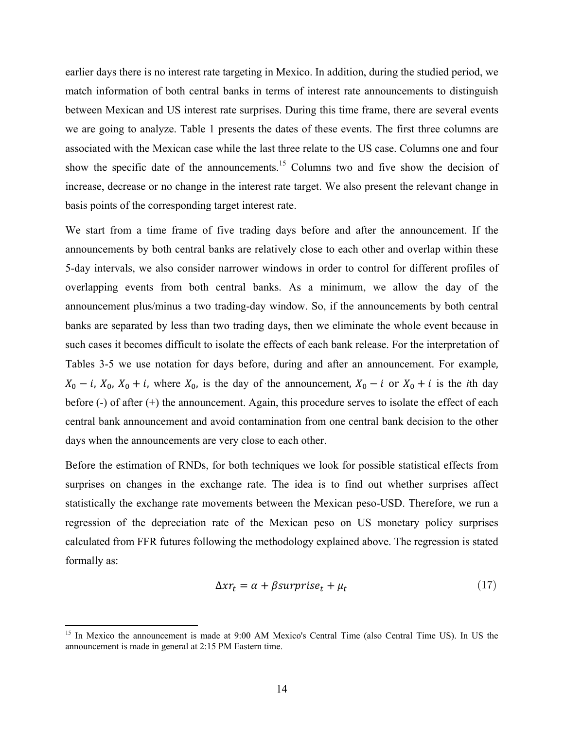earlier days there is no interest rate targeting in Mexico. In addition, during the studied period, we match information of both central banks in terms of interest rate announcements to distinguish between Mexican and US interest rate surprises. During this time frame, there are several events we are going to analyze. Table 1 presents the dates of these events. The first three columns are associated with the Mexican case while the last three relate to the US case. Columns one and four show the specific date of the announcements.[15] Columns two and five show the decision of increase, decrease or no change in the interest rate target. We also present the relevant change in basis points of the corresponding target interest rate.

We start from a time frame of five trading days before and after the announcement. If the announcements by both central banks are relatively close to each other and overlap within these 5-day intervals, we also consider narrower windows in order to control for different profiles of overlapping events from both central banks. As a minimum, we allow the day of the announcement plus/minus a two trading-day window. So, if the announcements by both central banks are separated by less than two trading days, then we eliminate the whole event because in such cases it becomes difficult to isolate the effects of each bank release. For the interpretation of Tables 3-5 we use notation for days before, during and after an announcement. For example, $X_0 - i$, $X_0$, $X_0 + i$, where $X_0$, is the day of the announcement, $X_0 - i$ or $X_0 + i$ is the *i*th day before (-) of after (+) the announcement. Again, this procedure serves to isolate the effect of each central bank announcement and avoid contamination from one central bank decision to the other days when the announcements are very close to each other.

Before the estimation of RNDs, for both techniques we look for possible statistical effects from surprises on changes in the exchange rate. The idea is to find out whether surprises affect statistically the exchange rate movements between the Mexican peso-USD. Therefore, we run a regression of the depreciation rate of the Mexican peso on US monetary policy surprises calculated from FFR futures following the methodology explained above. The regression is stated formally as:

$$\Delta xr_t = \alpha + \beta surprise_t + \mu_t \tag{17}$$

[15] In Mexico the announcement is made at 9:00 AM Mexico's Central Time (also Central Time US). In US the announcement is made in general at 2:15 PM Eastern time.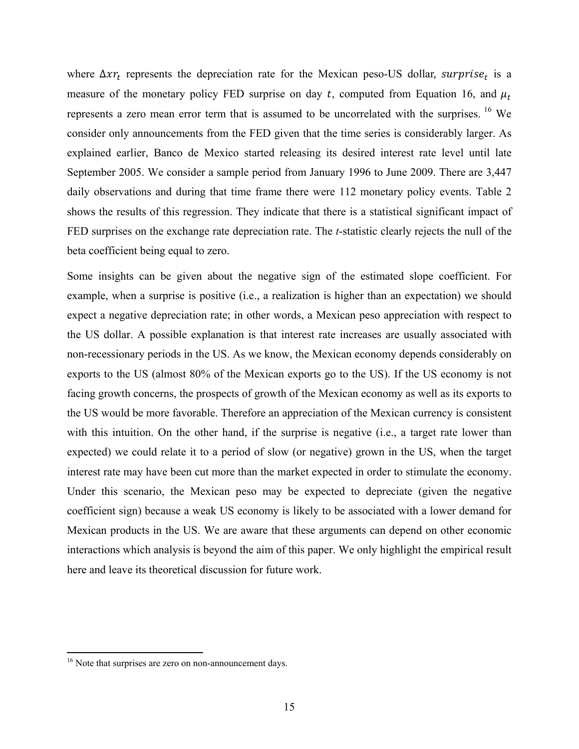where $\Delta xr_t$ represents the depreciation rate for the Mexican peso-US dollar, $surprise_t$ is a measure of the monetary policy FED surprise on day $t$, computed from Equation 16, and $\mu_t$ represents a zero mean error term that is assumed to be uncorrelated with the surprises.[16] We consider only announcements from the FED given that the time series is considerably larger. As explained earlier, Banco de Mexico started releasing its desired interest rate level until late September 2005. We consider a sample period from January 1996 to June 2009. There are 3,447 daily observations and during that time frame there were 112 monetary policy events. Table 2 shows the results of this regression. They indicate that there is a statistical significant impact of FED surprises on the exchange rate depreciation rate. The *t*-statistic clearly rejects the null of the beta coefficient being equal to zero.

Some insights can be given about the negative sign of the estimated slope coefficient. For example, when a surprise is positive (i.e., a realization is higher than an expectation) we should expect a negative depreciation rate; in other words, a Mexican peso appreciation with respect to the US dollar. A possible explanation is that interest rate increases are usually associated with non-recessionary periods in the US. As we know, the Mexican economy depends considerably on exports to the US (almost 80% of the Mexican exports go to the US). If the US economy is not facing growth concerns, the prospects of growth of the Mexican economy as well as its exports to the US would be more favorable. Therefore an appreciation of the Mexican currency is consistent with this intuition. On the other hand, if the surprise is negative (i.e., a target rate lower than expected) we could relate it to a period of slow (or negative) grown in the US, when the target interest rate may have been cut more than the market expected in order to stimulate the economy. Under this scenario, the Mexican peso may be expected to depreciate (given the negative coefficient sign) because a weak US economy is likely to be associated with a lower demand for Mexican products in the US. We are aware that these arguments can depend on other economic interactions which analysis is beyond the aim of this paper. We only highlight the empirical result here and leave its theoretical discussion for future work.

[16] Note that surprises are zero on non-announcement days.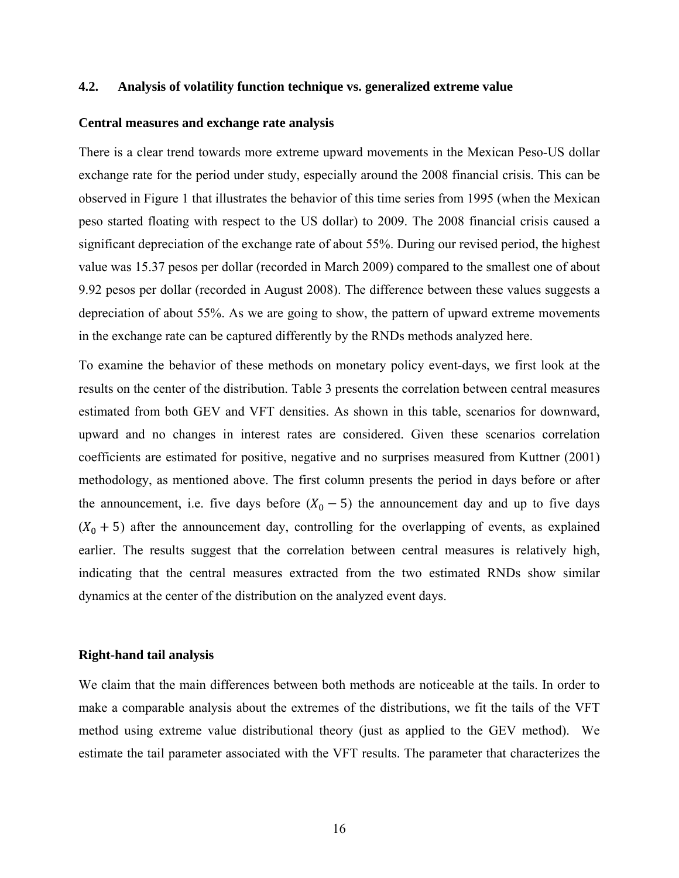### 4.2. Analysis of volatility function technique vs. generalized extreme value

**Central measures and exchange rate analysis**

There is a clear trend towards more extreme upward movements in the Mexican Peso-US dollar exchange rate for the period under study, especially around the 2008 financial crisis. This can be observed in Figure 1 that illustrates the behavior of this time series from 1995 (when the Mexican peso started floating with respect to the US dollar) to 2009. The 2008 financial crisis caused a significant depreciation of the exchange rate of about 55%. During our revised period, the highest value was 15.37 pesos per dollar (recorded in March 2009) compared to the smallest one of about 9.92 pesos per dollar (recorded in August 2008). The difference between these values suggests a depreciation of about 55%. As we are going to show, the pattern of upward extreme movements in the exchange rate can be captured differently by the RNDs methods analyzed here.

To examine the behavior of these methods on monetary policy event-days, we first look at the results on the center of the distribution. Table 3 presents the correlation between central measures estimated from both GEV and VFT densities. As shown in this table, scenarios for downward, upward and no changes in interest rates are considered. Given these scenarios correlation coefficients are estimated for positive, negative and no surprises measured from Kuttner (2001) methodology, as mentioned above. The first column presents the period in days before or after the announcement, i.e. five days before ($X_0 - 5$) the announcement day and up to five days ($X_0 + 5$) after the announcement day, controlling for the overlapping of events, as explained earlier. The results suggest that the correlation between central measures is relatively high, indicating that the central measures extracted from the two estimated RNDs show similar dynamics at the center of the distribution on the analyzed event days.

**Right-hand tail analysis**

We claim that the main differences between both methods are noticeable at the tails. In order to make a comparable analysis about the extremes of the distributions, we fit the tails of the VFT method using extreme value distributional theory (just as applied to the GEV method). We estimate the tail parameter associated with the VFT results. The parameter that characterizes the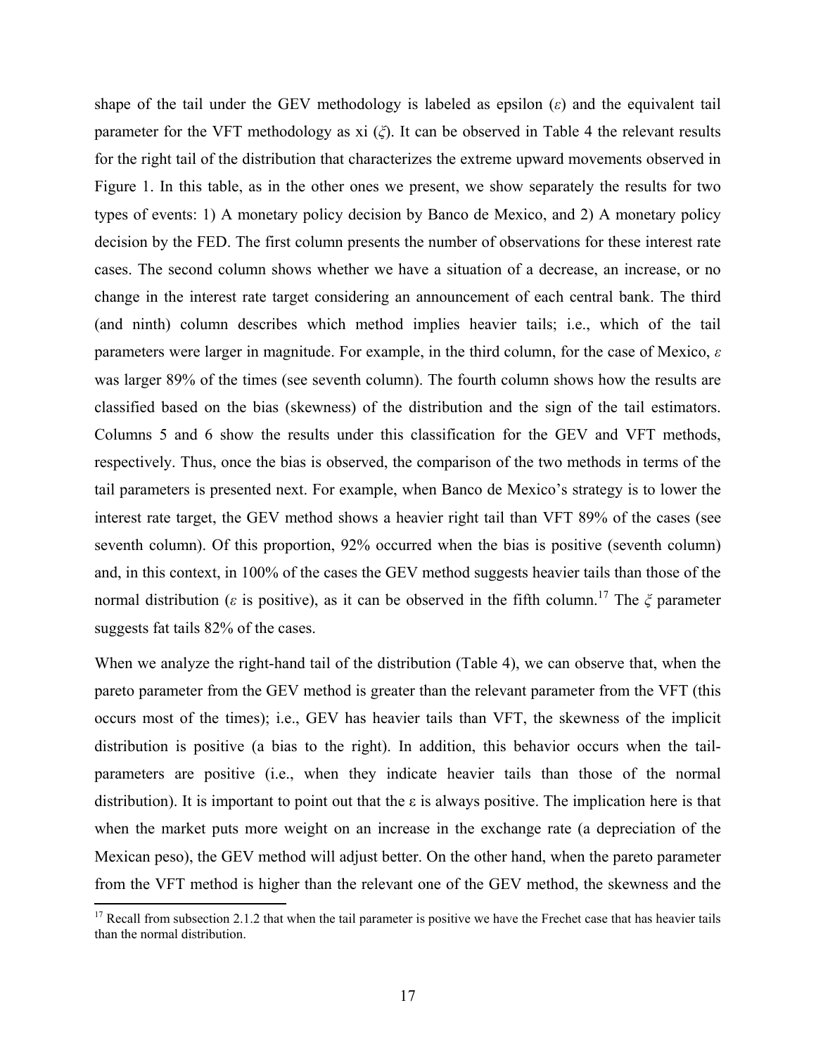shape of the tail under the GEV methodology is labeled as epsilon ($\varepsilon$) and the equivalent tail parameter for the VFT methodology as xi ($\xi$). It can be observed in Table 4 the relevant results for the right tail of the distribution that characterizes the extreme upward movements observed in Figure 1. In this table, as in the other ones we present, we show separately the results for two types of events: 1) A monetary policy decision by Banco de Mexico, and 2) A monetary policy decision by the FED. The first column presents the number of observations for these interest rate cases. The second column shows whether we have a situation of a decrease, an increase, or no change in the interest rate target considering an announcement of each central bank. The third (and ninth) column describes which method implies heavier tails; i.e., which of the tail parameters were larger in magnitude. For example, in the third column, for the case of Mexico, $\varepsilon$ was larger 89% of the times (see seventh column). The fourth column shows how the results are classified based on the bias (skewness) of the distribution and the sign of the tail estimators. Columns 5 and 6 show the results under this classification for the GEV and VFT methods, respectively. Thus, once the bias is observed, the comparison of the two methods in terms of the tail parameters is presented next. For example, when Banco de Mexico's strategy is to lower the interest rate target, the GEV method shows a heavier right tail than VFT 89% of the cases (see seventh column). Of this proportion, 92% occurred when the bias is positive (seventh column) and, in this context, in 100% of the cases the GEV method suggests heavier tails than those of the normal distribution ($\varepsilon$ is positive), as it can be observed in the fifth column.[17] The $\xi$ parameter suggests fat tails 82% of the cases.

When we analyze the right-hand tail of the distribution (Table 4), we can observe that, when the pareto parameter from the GEV method is greater than the relevant parameter from the VFT (this occurs most of the times); i.e., GEV has heavier tails than VFT, the skewness of the implicit distribution is positive (a bias to the right). In addition, this behavior occurs when the tail-parameters are positive (i.e., when they indicate heavier tails than those of the normal distribution). It is important to point out that the $\varepsilon$ is always positive. The implication here is that when the market puts more weight on an increase in the exchange rate (a depreciation of the Mexican peso), the GEV method will adjust better. On the other hand, when the pareto parameter from the VFT method is higher than the relevant one of the GEV method, the skewness and the

[17] Recall from subsection 2.1.2 that when the tail parameter is positive we have the Frechet case that has heavier tails than the normal distribution.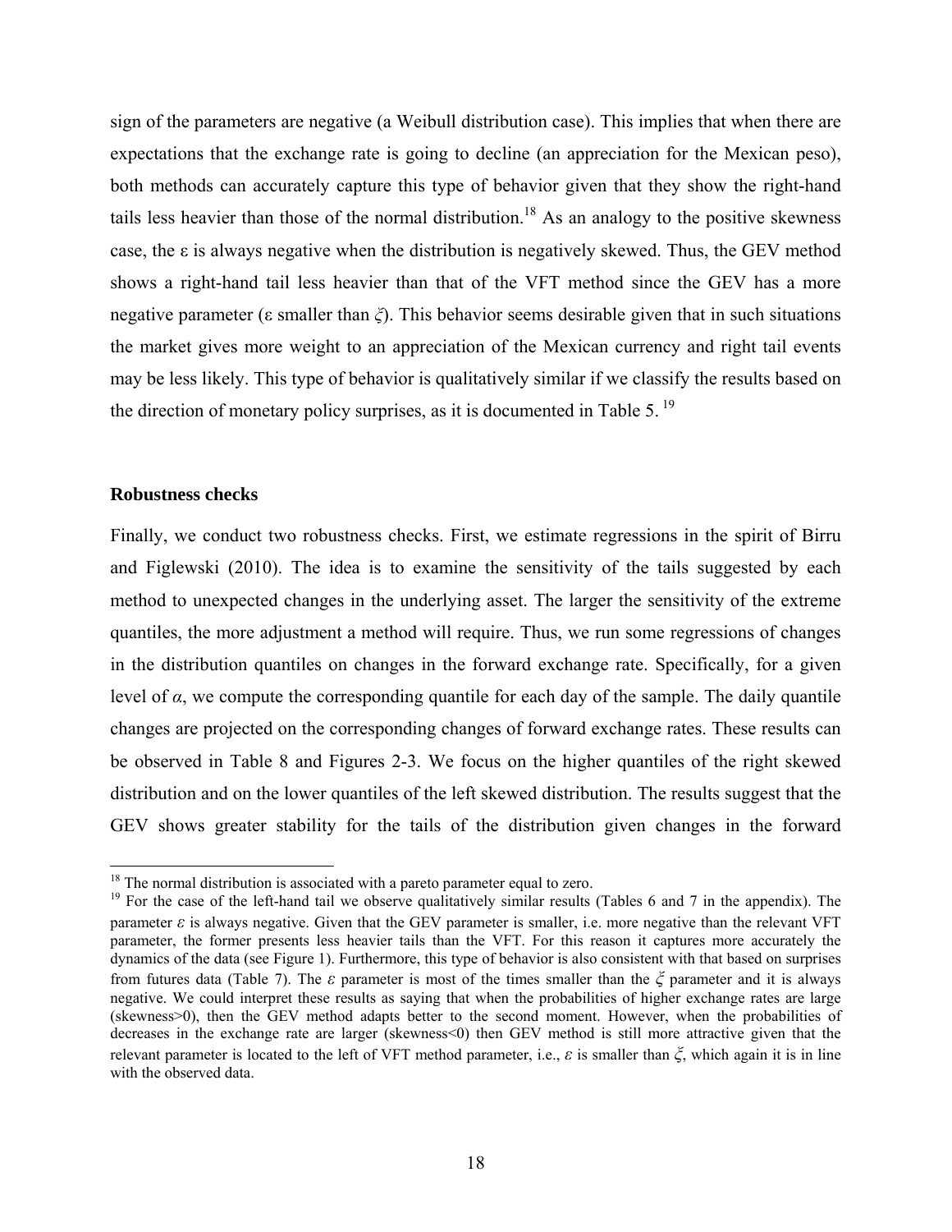sign of the parameters are negative (a Weibull distribution case). This implies that when there are expectations that the exchange rate is going to decline (an appreciation for the Mexican peso), both methods can accurately capture this type of behavior given that they show the right-hand tails less heavier than those of the normal distribution.[18] As an analogy to the positive skewness case, the ε is always negative when the distribution is negatively skewed. Thus, the GEV method shows a right-hand tail less heavier than that of the VFT method since the GEV has a more negative parameter (ε smaller than $\xi$). This behavior seems desirable given that in such situations the market gives more weight to an appreciation of the Mexican currency and right tail events may be less likely. This type of behavior is qualitatively similar if we classify the results based on the direction of monetary policy surprises, as it is documented in Table 5.[19]

**Robustness checks**

Finally, we conduct two robustness checks. First, we estimate regressions in the spirit of Birru and Figlewski (2010). The idea is to examine the sensitivity of the tails suggested by each method to unexpected changes in the underlying asset. The larger the sensitivity of the extreme quantiles, the more adjustment a method will require. Thus, we run some regressions of changes in the distribution quantiles on changes in the forward exchange rate. Specifically, for a given level of $\alpha$, we compute the corresponding quantile for each day of the sample. The daily quantile changes are projected on the corresponding changes of forward exchange rates. These results can be observed in Table 8 and Figures 2-3. We focus on the higher quantiles of the right skewed distribution and on the lower quantiles of the left skewed distribution. The results suggest that the GEV shows greater stability for the tails of the distribution given changes in the forward

---

[18] The normal distribution is associated with a pareto parameter equal to zero.

[19] For the case of the left-hand tail we observe qualitatively similar results (Tables 6 and 7 in the appendix). The parameter $\varepsilon$ is always negative. Given that the GEV parameter is smaller, i.e. more negative than the relevant VFT parameter, the former presents less heavier tails than the VFT. For this reason it captures more accurately the dynamics of the data (see Figure 1). Furthermore, this type of behavior is also consistent with that based on surprises from futures data (Table 7). The $\varepsilon$ parameter is most of the times smaller than the $\xi$ parameter and it is always negative. We could interpret these results as saying that when the probabilities of higher exchange rates are large (skewness>0), then the GEV method adapts better to the second moment. However, when the probabilities of decreases in the exchange rate are larger (skewness<0) then GEV method is still more attractive given that the relevant parameter is located to the left of VFT method parameter, i.e., $\varepsilon$ is smaller than $\xi$, which again it is in line with the observed data.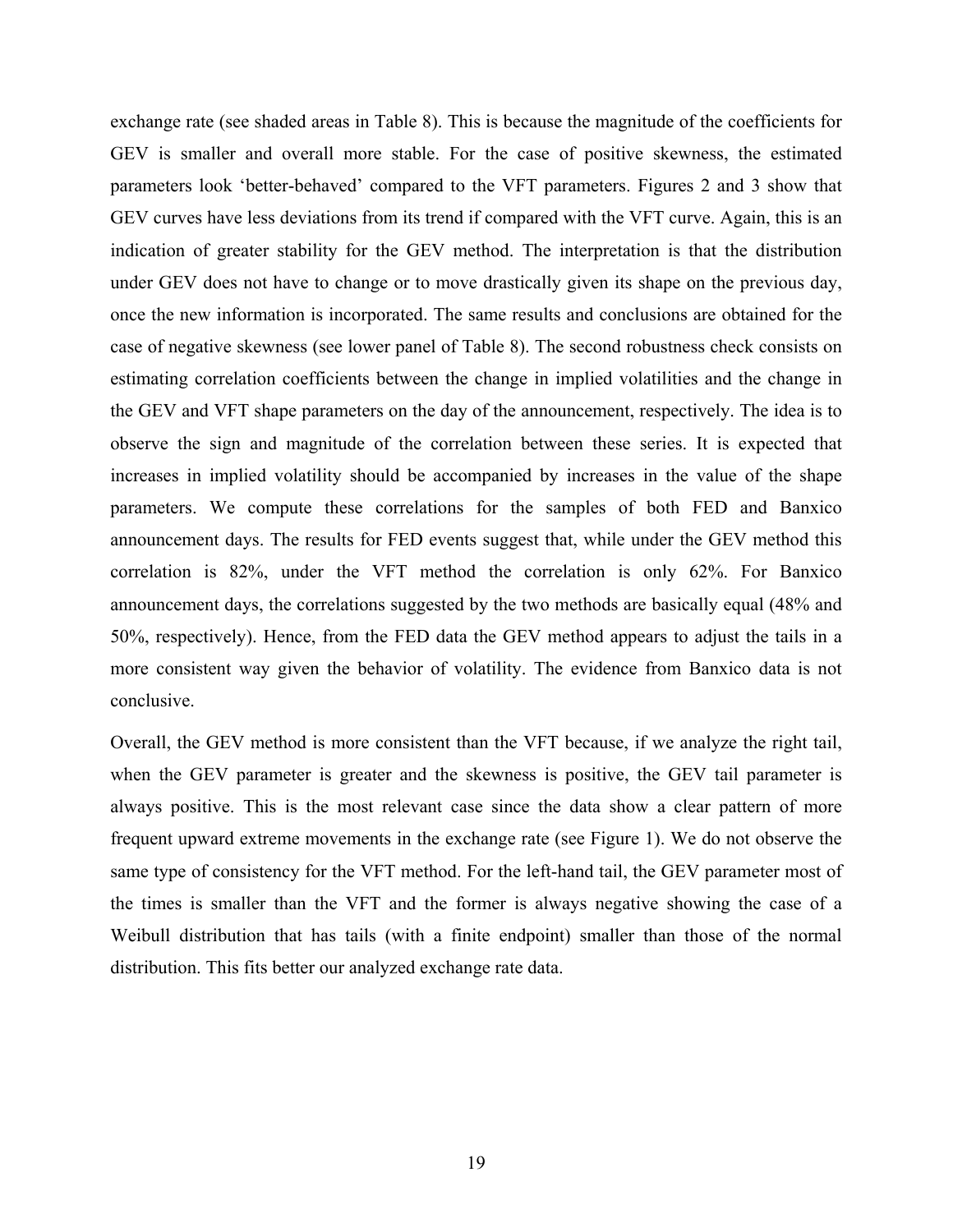exchange rate (see shaded areas in Table 8). This is because the magnitude of the coefficients for GEV is smaller and overall more stable. For the case of positive skewness, the estimated parameters look 'better-behaved' compared to the VFT parameters. Figures 2 and 3 show that GEV curves have less deviations from its trend if compared with the VFT curve. Again, this is an indication of greater stability for the GEV method. The interpretation is that the distribution under GEV does not have to change or to move drastically given its shape on the previous day, once the new information is incorporated. The same results and conclusions are obtained for the case of negative skewness (see lower panel of Table 8). The second robustness check consists on estimating correlation coefficients between the change in implied volatilities and the change in the GEV and VFT shape parameters on the day of the announcement, respectively. The idea is to observe the sign and magnitude of the correlation between these series. It is expected that increases in implied volatility should be accompanied by increases in the value of the shape parameters. We compute these correlations for the samples of both FED and Banxico announcement days. The results for FED events suggest that, while under the GEV method this correlation is 82%, under the VFT method the correlation is only 62%. For Banxico announcement days, the correlations suggested by the two methods are basically equal (48% and 50%, respectively). Hence, from the FED data the GEV method appears to adjust the tails in a more consistent way given the behavior of volatility. The evidence from Banxico data is not conclusive.

Overall, the GEV method is more consistent than the VFT because, if we analyze the right tail, when the GEV parameter is greater and the skewness is positive, the GEV tail parameter is always positive. This is the most relevant case since the data show a clear pattern of more frequent upward extreme movements in the exchange rate (see Figure 1). We do not observe the same type of consistency for the VFT method. For the left-hand tail, the GEV parameter most of the times is smaller than the VFT and the former is always negative showing the case of a Weibull distribution that has tails (with a finite endpoint) smaller than those of the normal distribution. This fits better our analyzed exchange rate data.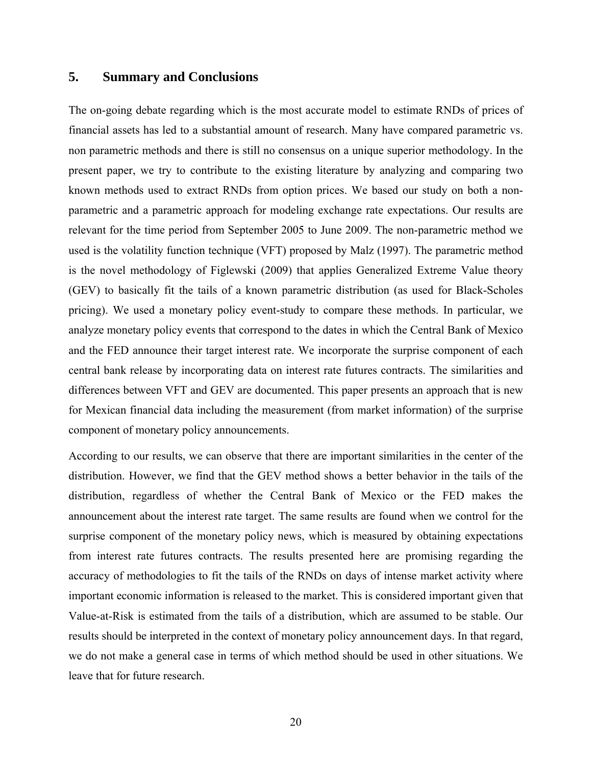## 5. Summary and Conclusions

The on-going debate regarding which is the most accurate model to estimate RNDs of prices of financial assets has led to a substantial amount of research. Many have compared parametric vs. non parametric methods and there is still no consensus on a unique superior methodology. In the present paper, we try to contribute to the existing literature by analyzing and comparing two known methods used to extract RNDs from option prices. We based our study on both a non-parametric and a parametric approach for modeling exchange rate expectations. Our results are relevant for the time period from September 2005 to June 2009. The non-parametric method we used is the volatility function technique (VFT) proposed by Malz (1997). The parametric method is the novel methodology of Figlewski (2009) that applies Generalized Extreme Value theory (GEV) to basically fit the tails of a known parametric distribution (as used for Black-Scholes pricing). We used a monetary policy event-study to compare these methods. In particular, we analyze monetary policy events that correspond to the dates in which the Central Bank of Mexico and the FED announce their target interest rate. We incorporate the surprise component of each central bank release by incorporating data on interest rate futures contracts. The similarities and differences between VFT and GEV are documented. This paper presents an approach that is new for Mexican financial data including the measurement (from market information) of the surprise component of monetary policy announcements.

According to our results, we can observe that there are important similarities in the center of the distribution. However, we find that the GEV method shows a better behavior in the tails of the distribution, regardless of whether the Central Bank of Mexico or the FED makes the announcement about the interest rate target. The same results are found when we control for the surprise component of the monetary policy news, which is measured by obtaining expectations from interest rate futures contracts. The results presented here are promising regarding the accuracy of methodologies to fit the tails of the RNDs on days of intense market activity where important economic information is released to the market. This is considered important given that Value-at-Risk is estimated from the tails of a distribution, which are assumed to be stable. Our results should be interpreted in the context of monetary policy announcement days. In that regard, we do not make a general case in terms of which method should be used in other situations. We leave that for future research.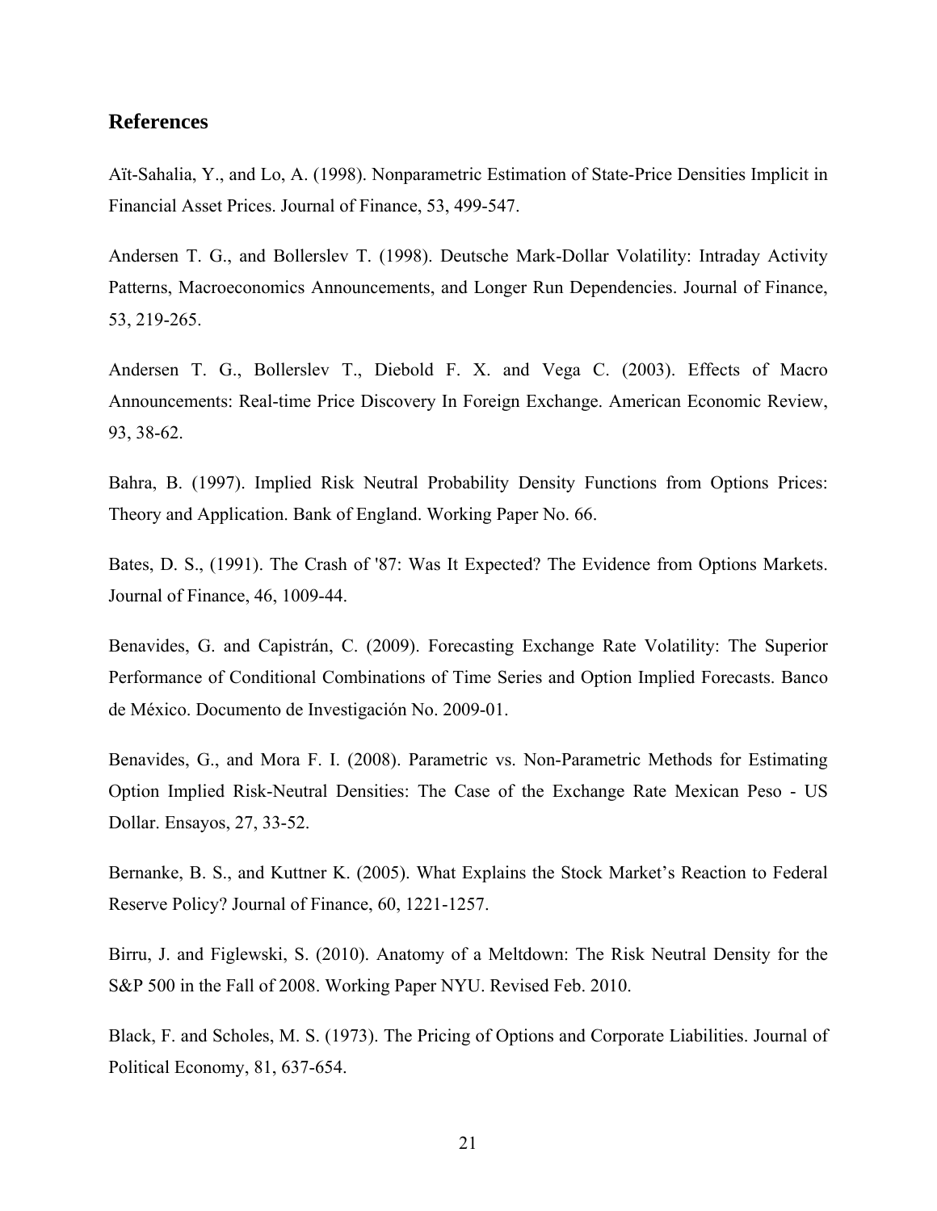## References

Aït-Sahalia, Y., and Lo, A. (1998). Nonparametric Estimation of State-Price Densities Implicit in Financial Asset Prices. Journal of Finance, 53, 499-547.

Andersen T. G., and Bollerslev T. (1998). Deutsche Mark-Dollar Volatility: Intraday Activity Patterns, Macroeconomics Announcements, and Longer Run Dependencies. Journal of Finance, 53, 219-265.

Andersen T. G., Bollerslev T., Diebold F. X. and Vega C. (2003). Effects of Macro Announcements: Real-time Price Discovery In Foreign Exchange. American Economic Review, 93, 38-62.

Bahra, B. (1997). Implied Risk Neutral Probability Density Functions from Options Prices: Theory and Application. Bank of England. Working Paper No. 66.

Bates, D. S., (1991). The Crash of '87: Was It Expected? The Evidence from Options Markets. Journal of Finance, 46, 1009-44.

Benavides, G. and Capistrán, C. (2009). Forecasting Exchange Rate Volatility: The Superior Performance of Conditional Combinations of Time Series and Option Implied Forecasts. Banco de México. Documento de Investigación No. 2009-01.

Benavides, G., and Mora F. I. (2008). Parametric vs. Non-Parametric Methods for Estimating Option Implied Risk-Neutral Densities: The Case of the Exchange Rate Mexican Peso - US Dollar. Ensayos, 27, 33-52.

Bernanke, B. S., and Kuttner K. (2005). What Explains the Stock Market's Reaction to Federal Reserve Policy? Journal of Finance, 60, 1221-1257.

Birru, J. and Figlewski, S. (2010). Anatomy of a Meltdown: The Risk Neutral Density for the S&P 500 in the Fall of 2008. Working Paper NYU. Revised Feb. 2010.

Black, F. and Scholes, M. S. (1973). The Pricing of Options and Corporate Liabilities. Journal of Political Economy, 81, 637-654.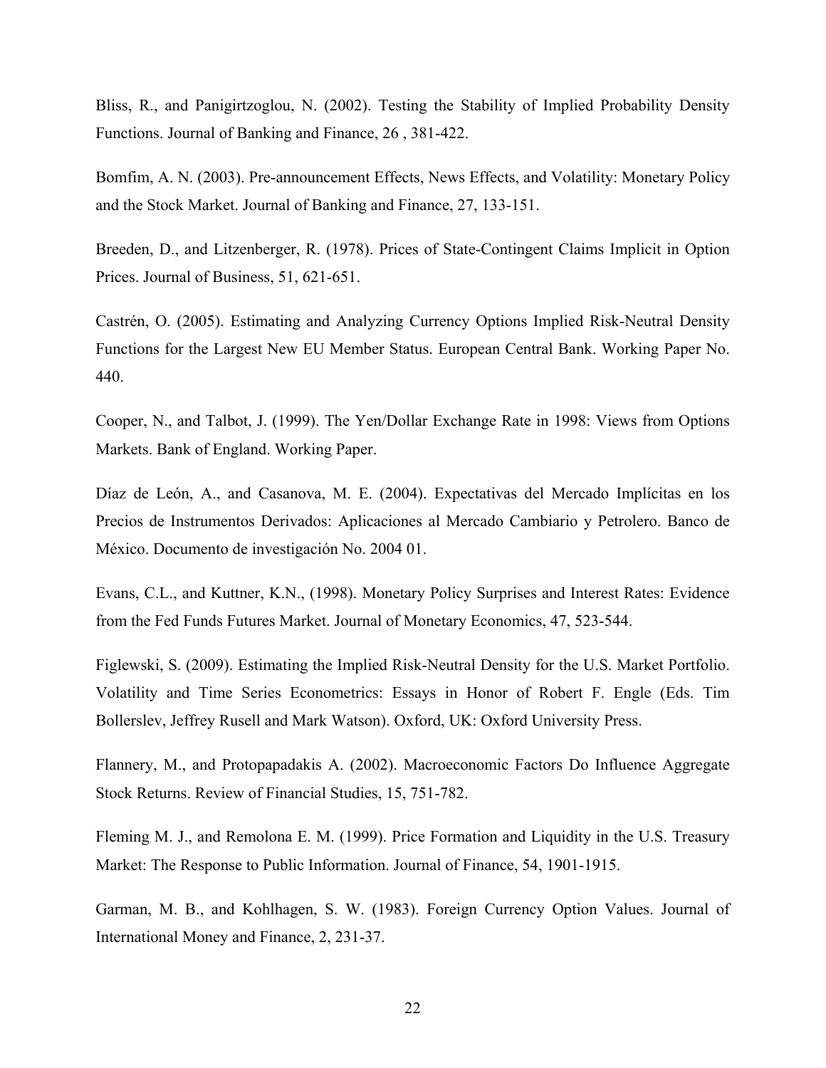Bliss, R., and Panigirtzoglou, N. (2002). Testing the Stability of Implied Probability Density Functions. Journal of Banking and Finance, 26 , 381-422.

Bomfim, A. N. (2003). Pre-announcement Effects, News Effects, and Volatility: Monetary Policy and the Stock Market. Journal of Banking and Finance, 27, 133-151.

Breeden, D., and Litzenberger, R. (1978). Prices of State-Contingent Claims Implicit in Option Prices. Journal of Business, 51, 621-651.

Castrén, O. (2005). Estimating and Analyzing Currency Options Implied Risk-Neutral Density Functions for the Largest New EU Member Status. European Central Bank. Working Paper No. 440.

Cooper, N., and Talbot, J. (1999). The Yen/Dollar Exchange Rate in 1998: Views from Options Markets. Bank of England. Working Paper.

Díaz de León, A., and Casanova, M. E. (2004). Expectativas del Mercado Implícitas en los Precios de Instrumentos Derivados: Aplicaciones al Mercado Cambiario y Petrolero. Banco de México. Documento de investigación No. 2004 01.

Evans, C.L., and Kuttner, K.N., (1998). Monetary Policy Surprises and Interest Rates: Evidence from the Fed Funds Futures Market. Journal of Monetary Economics, 47, 523-544.

Figlewski, S. (2009). Estimating the Implied Risk-Neutral Density for the U.S. Market Portfolio. Volatility and Time Series Econometrics: Essays in Honor of Robert F. Engle (Eds. Tim Bollerslev, Jeffrey Rusell and Mark Watson). Oxford, UK: Oxford University Press.

Flannery, M., and Protopapadakis A. (2002). Macroeconomic Factors Do Influence Aggregate Stock Returns. Review of Financial Studies, 15, 751-782.

Fleming M. J., and Remolona E. M. (1999). Price Formation and Liquidity in the U.S. Treasury Market: The Response to Public Information. Journal of Finance, 54, 1901-1915.

Garman, M. B., and Kohlhagen, S. W. (1983). Foreign Currency Option Values. Journal of International Money and Finance, 2, 231-37.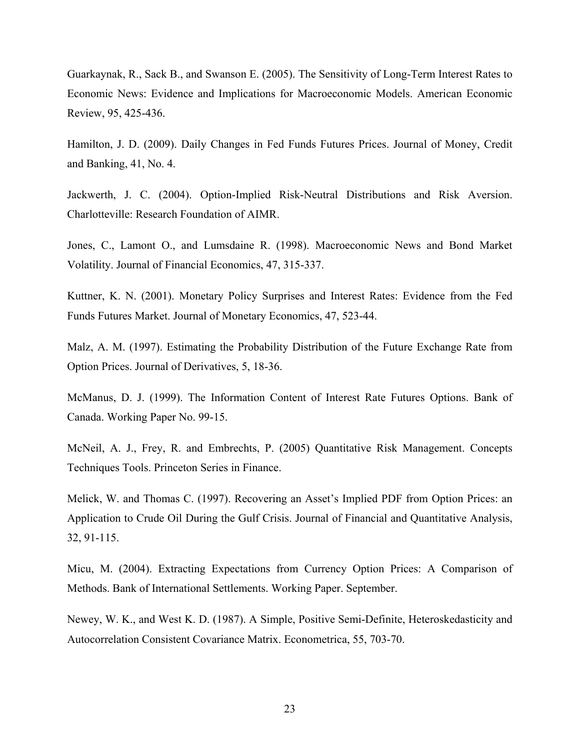Guarkaynak, R., Sack B., and Swanson E. (2005). The Sensitivity of Long-Term Interest Rates to Economic News: Evidence and Implications for Macroeconomic Models. American Economic Review, 95, 425-436.

Hamilton, J. D. (2009). Daily Changes in Fed Funds Futures Prices. Journal of Money, Credit and Banking, 41, No. 4.

Jackwerth, J. C. (2004). Option-Implied Risk-Neutral Distributions and Risk Aversion. Charlotteville: Research Foundation of AIMR.

Jones, C., Lamont O., and Lumsdaine R. (1998). Macroeconomic News and Bond Market Volatility. Journal of Financial Economics, 47, 315-337.

Kuttner, K. N. (2001). Monetary Policy Surprises and Interest Rates: Evidence from the Fed Funds Futures Market. Journal of Monetary Economics, 47, 523-44.

Malz, A. M. (1997). Estimating the Probability Distribution of the Future Exchange Rate from Option Prices. Journal of Derivatives, 5, 18-36.

McManus, D. J. (1999). The Information Content of Interest Rate Futures Options. Bank of Canada. Working Paper No. 99-15.

McNeil, A. J., Frey, R. and Embrechts, P. (2005) Quantitative Risk Management. Concepts Techniques Tools. Princeton Series in Finance.

Melick, W. and Thomas C. (1997). Recovering an Asset's Implied PDF from Option Prices: an Application to Crude Oil During the Gulf Crisis. Journal of Financial and Quantitative Analysis, 32, 91-115.

Micu, M. (2004). Extracting Expectations from Currency Option Prices: A Comparison of Methods. Bank of International Settlements. Working Paper. September.

Newey, W. K., and West K. D. (1987). A Simple, Positive Semi-Definite, Heteroskedasticity and Autocorrelation Consistent Covariance Matrix. Econometrica, 55, 703-70.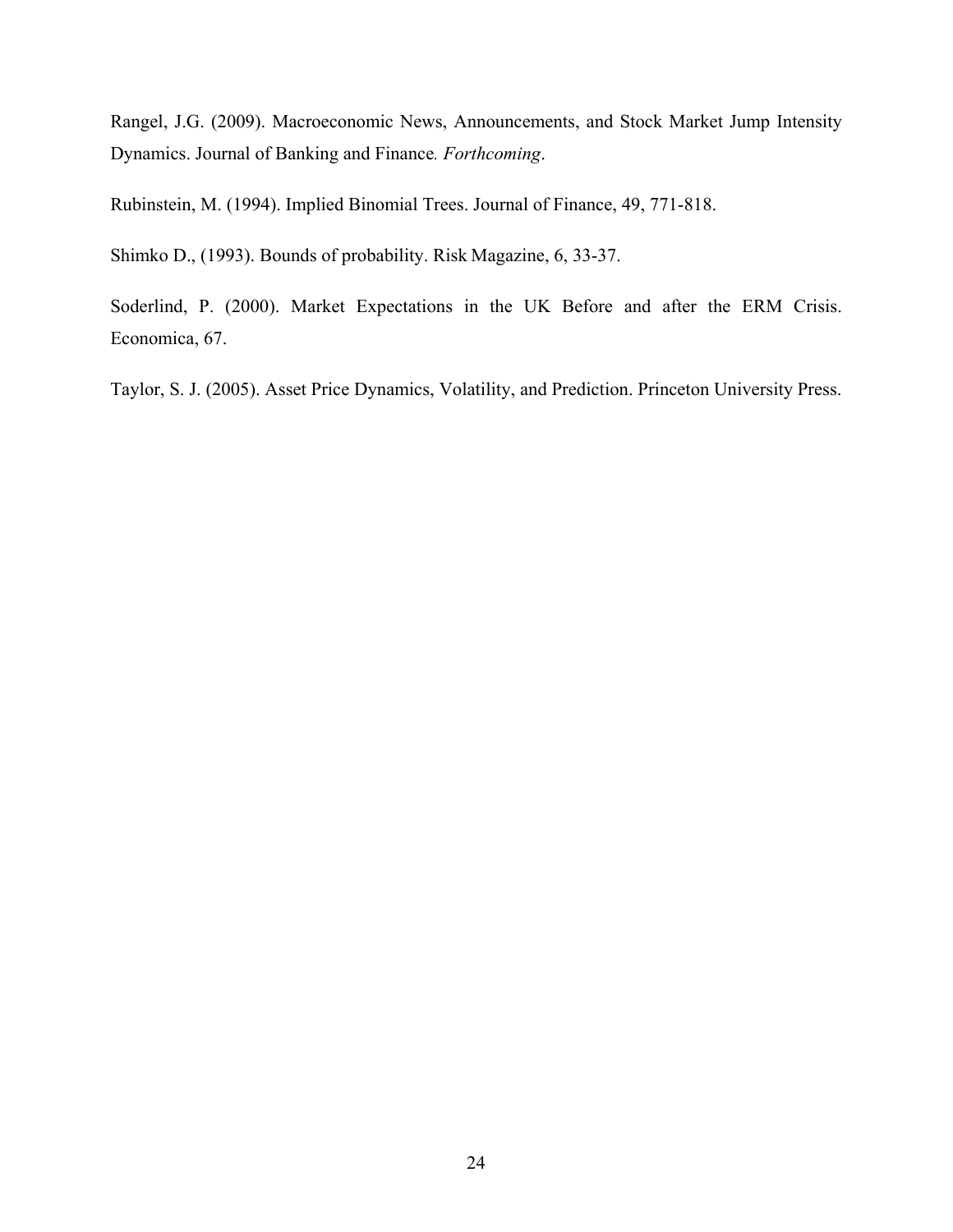Rangel, J.G. (2009). Macroeconomic News, Announcements, and Stock Market Jump Intensity Dynamics. Journal of Banking and Finance. *Forthcoming*.

Rubinstein, M. (1994). Implied Binomial Trees. Journal of Finance, 49, 771-818.

Shimko D., (1993). Bounds of probability. Risk Magazine, 6, 33-37.

Soderlind, P. (2000). Market Expectations in the UK Before and after the ERM Crisis. Economica, 67.

Taylor, S. J. (2005). Asset Price Dynamics, Volatility, and Prediction. Princeton University Press.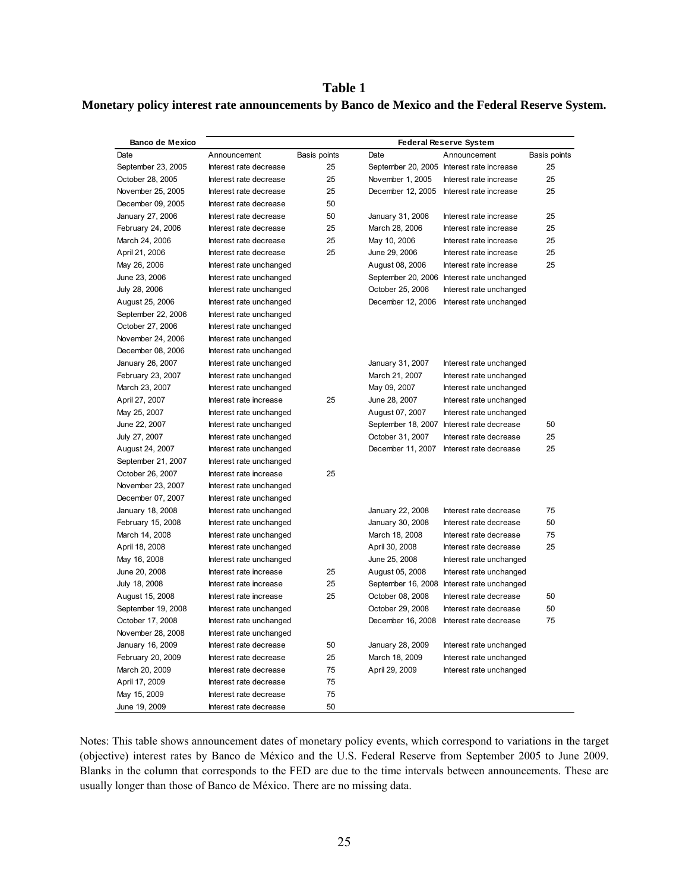**Table 1**

**Monetary policy interest rate announcements by Banco de Mexico and the Federal Reserve System.**

| **Banco de Mexico** | | | **Federal Reserve System** | | |
|---|---|---|---|---|---|
| Date | Announcement | Basis points | Date | Announcement | Basis points |
| September 23, 2005 | Interest rate decrease | 25 | September 20, 2005 | Interest rate increase | 25 |
| October 28, 2005 | Interest rate decrease | 25 | November 1, 2005 | Interest rate increase | 25 |
| November 25, 2005 | Interest rate decrease | 25 | December 12, 2005 | Interest rate increase | 25 |
| December 09, 2005 | Interest rate decrease | 50 | | | |
| January 27, 2006 | Interest rate decrease | 50 | January 31, 2006 | Interest rate increase | 25 |
| February 24, 2006 | Interest rate decrease | 25 | March 28, 2006 | Interest rate increase | 25 |
| March 24, 2006 | Interest rate decrease | 25 | May 10, 2006 | Interest rate increase | 25 |
| April 21, 2006 | Interest rate decrease | 25 | June 29, 2006 | Interest rate increase | 25 |
| May 26, 2006 | Interest rate unchanged | | August 08, 2006 | Interest rate increase | 25 |
| June 23, 2006 | Interest rate unchanged | | September 20, 2006 | Interest rate unchanged | |
| July 28, 2006 | Interest rate unchanged | | October 25, 2006 | Interest rate unchanged | |
| August 25, 2006 | Interest rate unchanged | | December 12, 2006 | Interest rate unchanged | |
| September 22, 2006 | Interest rate unchanged | | | | |
| October 27, 2006 | Interest rate unchanged | | | | |
| November 24, 2006 | Interest rate unchanged | | | | |
| December 08, 2006 | Interest rate unchanged | | | | |
| January 26, 2007 | Interest rate unchanged | | January 31, 2007 | Interest rate unchanged | |
| February 23, 2007 | Interest rate unchanged | | March 21, 2007 | Interest rate unchanged | |
| March 23, 2007 | Interest rate unchanged | | May 09, 2007 | Interest rate unchanged | |
| April 27, 2007 | Interest rate increase | 25 | June 28, 2007 | Interest rate unchanged | |
| May 25, 2007 | Interest rate unchanged | | August 07, 2007 | Interest rate unchanged | |
| June 22, 2007 | Interest rate unchanged | | September 18, 2007 | Interest rate decrease | 50 |
| July 27, 2007 | Interest rate unchanged | | October 31, 2007 | Interest rate decrease | 25 |
| August 24, 2007 | Interest rate unchanged | | December 11, 2007 | Interest rate decrease | 25 |
| September 21, 2007 | Interest rate unchanged | | | | |
| October 26, 2007 | Interest rate increase | 25 | | | |
| November 23, 2007 | Interest rate unchanged | | | | |
| December 07, 2007 | Interest rate unchanged | | | | |
| January 18, 2008 | Interest rate unchanged | | January 22, 2008 | Interest rate decrease | 75 |
| February 15, 2008 | Interest rate unchanged | | January 30, 2008 | Interest rate decrease | 50 |
| March 14, 2008 | Interest rate unchanged | | March 18, 2008 | Interest rate decrease | 75 |
| April 18, 2008 | Interest rate unchanged | | April 30, 2008 | Interest rate decrease | 25 |
| May 16, 2008 | Interest rate unchanged | | June 25, 2008 | Interest rate unchanged | |
| June 20, 2008 | Interest rate increase | 25 | August 05, 2008 | Interest rate unchanged | |
| July 18, 2008 | Interest rate increase | 25 | September 16, 2008 | Interest rate unchanged | |
| August 15, 2008 | Interest rate increase | 25 | October 08, 2008 | Interest rate decrease | 50 |
| September 19, 2008 | Interest rate unchanged | | October 29, 2008 | Interest rate decrease | 50 |
| October 17, 2008 | Interest rate unchanged | | December 16, 2008 | Interest rate decrease | 75 |
| November 28, 2008 | Interest rate unchanged | | | | |
| January 16, 2009 | Interest rate decrease | 50 | January 28, 2009 | Interest rate unchanged | |
| February 20, 2009 | Interest rate decrease | 25 | March 18, 2009 | Interest rate unchanged | |
| March 20, 2009 | Interest rate decrease | 75 | April 29, 2009 | Interest rate unchanged | |
| April 17, 2009 | Interest rate decrease | 75 | | | |
| May 15, 2009 | Interest rate decrease | 75 | | | |
| June 19, 2009 | Interest rate decrease | 50 | | | |

Notes: This table shows announcement dates of monetary policy events, which correspond to variations in the target (objective) interest rates by Banco de México and the U.S. Federal Reserve from September 2005 to June 2009. Blanks in the column that corresponds to the FED are due to the time intervals between announcements. These are usually longer than those of Banco de México. There are no missing data.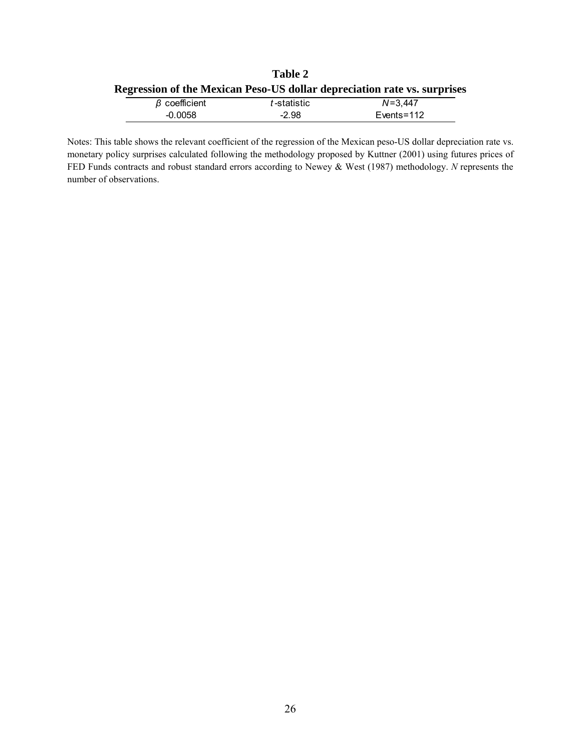**Table 2**

**Regression of the Mexican Peso-US dollar depreciation rate vs. surprises**

| $\beta$ coefficient | $t$-statistic | $N$=3,447 |
|---|---|---|
| -0.0058 | -2.98 | Events=112 |

Notes: This table shows the relevant coefficient of the regression of the Mexican peso-US dollar depreciation rate vs. monetary policy surprises calculated following the methodology proposed by Kuttner (2001) using futures prices of FED Funds contracts and robust standard errors according to Newey & West (1987) methodology. *N* represents the number of observations.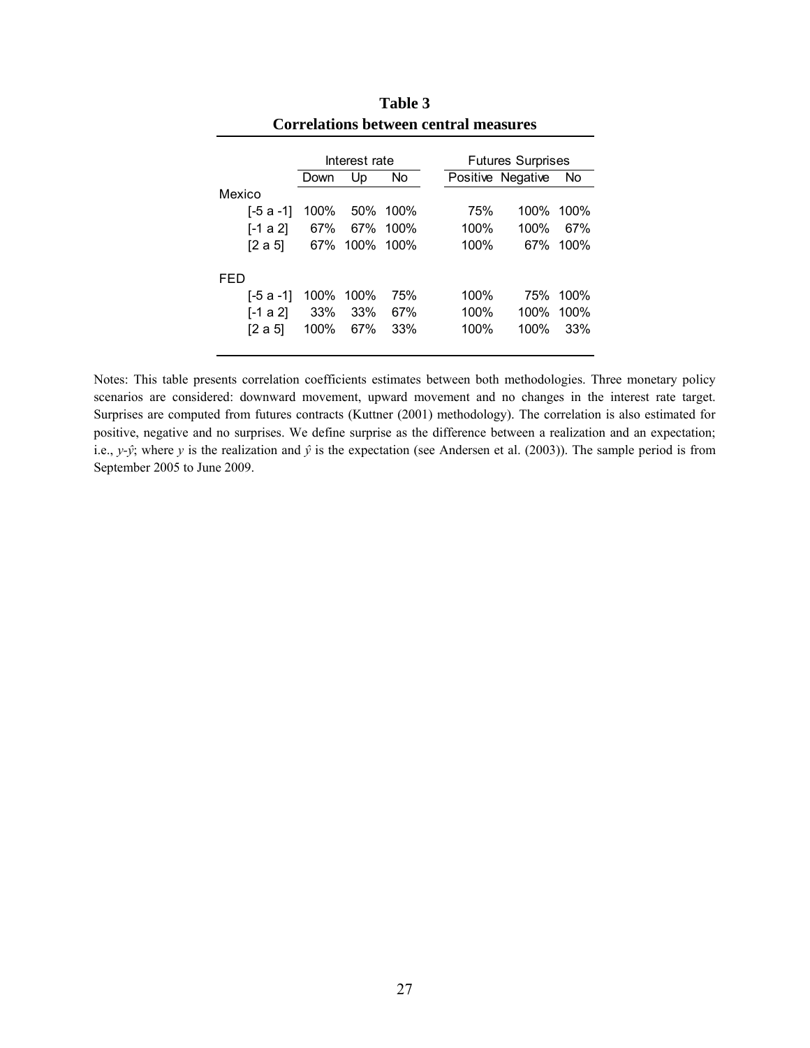**Table 3**
**Correlations between central measures**

| | Interest rate | | | Futures Surprises | | |
|---|---|---|---|---|---|---|
| | Down | Up | No | Positive | Negative | No |
| Mexico | | | | | | |
| [-5 a -1] | 100% | 50% | 100% | 75% | 100% | 100% |
| [-1 a 2] | 67% | 67% | 100% | 100% | 100% | 67% |
| [2 a 5] | 67% | 100% | 100% | 100% | 67% | 100% |
| FED | | | | | | |
| [-5 a -1] | 100% | 100% | 75% | 100% | 75% | 100% |
| [-1 a 2] | 33% | 33% | 67% | 100% | 100% | 100% |
| [2 a 5] | 100% | 67% | 33% | 100% | 100% | 33% |

Notes: This table presents correlation coefficients estimates between both methodologies. Three monetary policy scenarios are considered: downward movement, upward movement and no changes in the interest rate target. Surprises are computed from futures contracts (Kuttner (2001) methodology). The correlation is also estimated for positive, negative and no surprises. We define surprise as the difference between a realization and an expectation; i.e., $y$-$\hat{y}$; where $y$ is the realization and $\hat{y}$ is the expectation (see Andersen et al. (2003)). The sample period is from September 2005 to June 2009.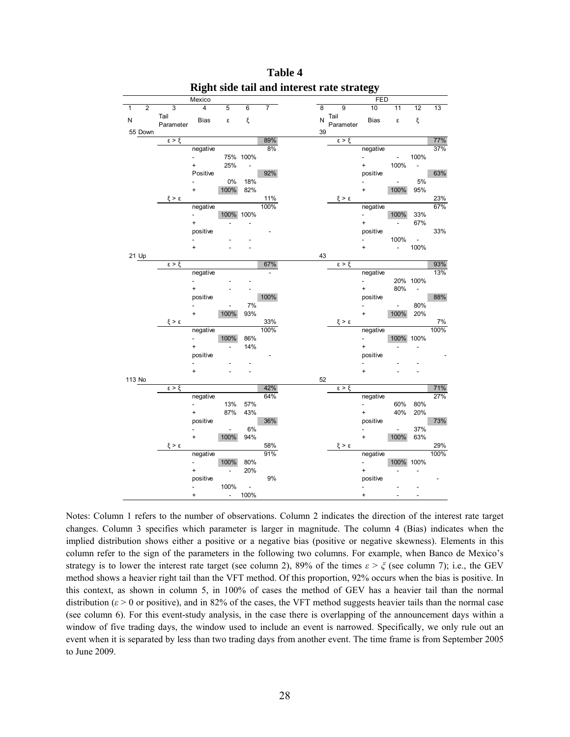# Table 4

## Right side tail and interest rate strategy

| Mexico | | | | | | | FED | | | | | |
|---|---|---|---|---|---|---|---|---|---|---|---|---|
| 1 | 2 | 3 | 4 | 5 | 6 | 7 | 8 | 9 | 10 | 11 | 12 | 13 |
| N | | Tail Parameter | Bias | ε | ξ | | N | Tail Parameter | Bias | ε | ξ | |
| 55 | Down | | | | | | 39 | | | | | |
| | | ε > ξ | | | | 89% | | ε > ξ | | | | 77% |
| | | | negative | | | 8% | | | negative | | | 37% |
| | | | - | 75% | 100% | | | | - | - | 100% | |
| | | | + | 25% | - | | | | + | 100% | - | |
| | | | Positive | | | 92% | | | positive | | | 63% |
| | | | - | 0% | 18% | | | | - | - | 5% | |
| | | | + | 100% | 82% | | | | + | 100% | 95% | |
| | | ξ > ε | | | | 11% | | ξ > ε | | | | 23% |
| | | | negative | | | 100% | | | negative | | | 67% |
| | | | - | 100% | 100% | | | | - | 100% | 33% | |
| | | | + | - | - | | | | + | - | 67% | |
| | | | positive | | | - | | | positive | | | 33% |
| | | | - | - | - | | | | - | 100% | - | |
| | | | + | - | - | | | | + | - | 100% | |
| 21 | Up | | | | | | 43 | | | | | |
| | | ε > ξ | | | | 67% | | ε > ξ | | | | 93% |
| | | | negative | | | - | | | negative | | | 13% |
| | | | - | - | - | | | | - | 20% | 100% | |
| | | | + | - | - | | | | + | 80% | - | |
| | | | positive | | | 100% | | | positive | | | 88% |
| | | | - | - | 7% | | | | - | - | 80% | |
| | | | + | 100% | 93% | | | | + | 100% | 20% | |
| | | ξ > ε | | | | 33% | | ξ > ε | | | | 7% |
| | | | negative | | | 100% | | | negative | | | 100% |
| | | | - | 100% | 86% | | | | - | 100% | 100% | |
| | | | + | - | 14% | | | | + | - | - | |
| | | | positive | | | - | | | positive | | | - |
| | | | - | - | - | | | | - | - | - | |
| | | | + | - | - | | | | + | - | - | |
| 113 | No | | | | | | 52 | | | | | |
| | | ε > ξ | | | | 42% | | ε > ξ | | | | 71% |
| | | | negative | | | 64% | | | negative | | | 27% |
| | | | - | 13% | 57% | | | | - | 60% | 80% | |
| | | | + | 87% | 43% | | | | + | 40% | 20% | |
| | | | positive | | | 36% | | | positive | | | 73% |
| | | | - | - | 6% | | | | - | - | 37% | |
| | | | + | 100% | 94% | | | | + | 100% | 63% | |
| | | ξ > ε | | | | 58% | | ξ > ε | | | | 29% |
| | | | negative | | | 91% | | | negative | | | 100% |
| | | | - | 100% | 80% | | | | - | 100% | 100% | |
| | | | + | - | 20% | | | | + | - | - | |
| | | | positive | | | 9% | | | positive | | | - |
| | | | - | 100% | - | | | | - | - | - | |
| | | | + | - | 100% | | | | + | - | - | |

Notes: Column 1 refers to the number of observations. Column 2 indicates the direction of the interest rate target changes. Column 3 specifies which parameter is larger in magnitude. The column 4 (Bias) indicates when the implied distribution shows either a positive or a negative bias (positive or negative skewness). Elements in this column refer to the sign of the parameters in the following two columns. For example, when Banco de Mexico's strategy is to lower the interest rate target (see column 2), 89% of the times $\varepsilon > \xi$ (see column 7); i.e., the GEV method shows a heavier right tail than the VFT method. Of this proportion, 92% occurs when the bias is positive. In this context, as shown in column 5, in 100% of cases the method of GEV has a heavier tail than the normal distribution ($\varepsilon > 0$ or positive), and in 82% of the cases, the VFT method suggests heavier tails than the normal case (see column 6). For this event-study analysis, in the case there is overlapping of the announcement days within a window of five trading days, the window used to include an event is narrowed. Specifically, we only rule out an event when it is separated by less than two trading days from another event. The time frame is from September 2005 to June 2009.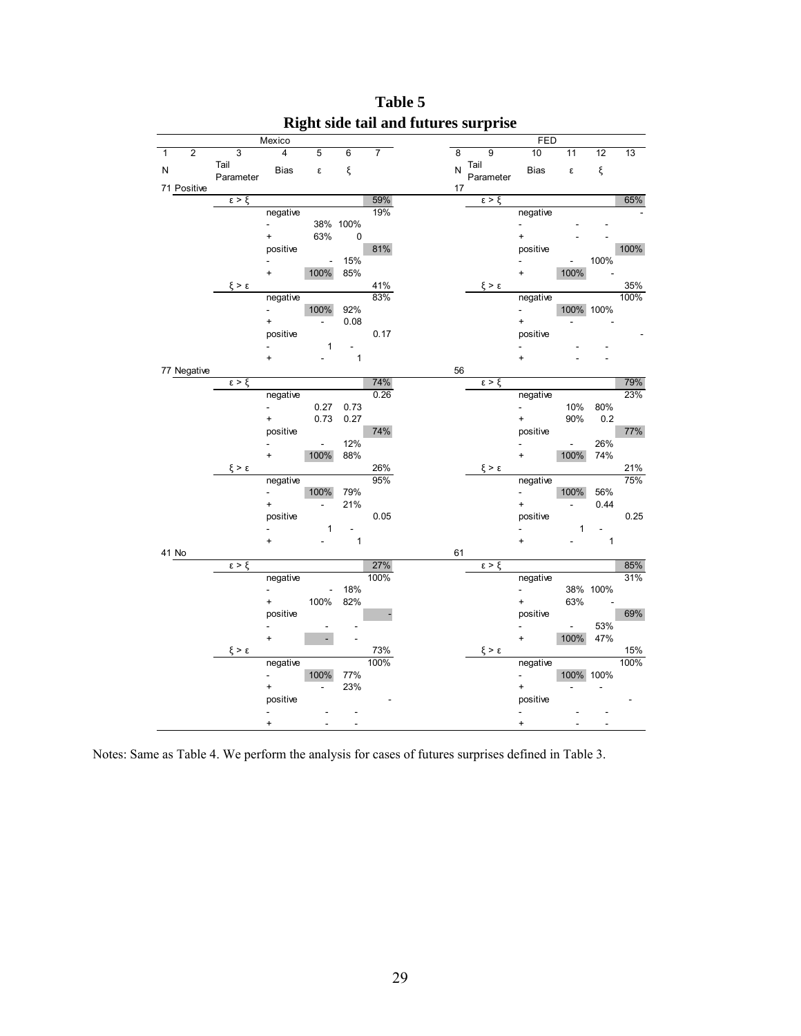# Table 5
## Right side tail and futures surprise

| Mexico | | | | | | | | FED | | | | | |
|---|---|---|---|---|---|---|---|---|---|---|---|---|---|
| 1 | 2 | 3 | 4 | 5 | 6 | 7 | | 8 | 9 | 10 | 11 | 12 | 13 |
| N | | Tail Parameter | Bias | ε | ξ | | | N | Tail Parameter | Bias | ε | ξ | |
| 71 | Positive | | | | | | | 17 | | | | | |
| | | ε > ξ | | | | 59% | | | ε > ξ | | | | 65% |
| | | | negative | | | 19% | | | | negative | | | - |
| | | | - | 38% | 100% | | | | | - | - | - | |
| | | | + | 63% | 0 | | | | | + | - | - | |
| | | | positive | | | 81% | | | | positive | | | 100% |
| | | | - | - | 15% | | | | | - | - | 100% | |
| | | | + | 100% | 85% | | | | | + | 100% | - | |
| | | ξ > ε | | | | 41% | | | ξ > ε | | | | 35% |
| | | | negative | | | 83% | | | | negative | | | 100% |
| | | | - | 100% | 92% | | | | | - | 100% | 100% | |
| | | | + | - | 0.08 | | | | | + | - | - | |
| | | | positive | | | 0.17 | | | | positive | | | - |
| | | | - | 1 | - | | | | | - | - | - | |
| | | | + | - | 1 | | | | | + | - | - | |
| 77 | Negative | | | | | | | 56 | | | | | |
| | | ε > ξ | | | | 74% | | | ε > ξ | | | | 79% |
| | | | negative | | | 0.26 | | | | negative | | | 23% |
| | | | - | 0.27 | 0.73 | | | | | - | 10% | 80% | |
| | | | + | 0.73 | 0.27 | | | | | + | 90% | 0.2 | |
| | | | positive | | | 74% | | | | positive | | | 77% |
| | | | - | - | 12% | | | | | - | - | 26% | |
| | | | + | 100% | 88% | | | | | + | 100% | 74% | |
| | | ξ > ε | | | | 26% | | | ξ > ε | | | | 21% |
| | | | negative | | | 95% | | | | negative | | | 75% |
| | | | - | 100% | 79% | | | | | - | 100% | 56% | |
| | | | + | - | 21% | | | | | + | - | 0.44 | |
| | | | positive | | | 0.05 | | | | positive | | | 0.25 |
| | | | - | 1 | - | | | | | - | 1 | - | |
| | | | + | - | 1 | | | | | + | - | 1 | |
| 41 | No | | | | | | | 61 | | | | | |
| | | ε > ξ | | | | 27% | | | ε > ξ | | | | 85% |
| | | | negative | | | 100% | | | | negative | | | 31% |
| | | | - | - | 18% | | | | | - | 38% | 100% | |
| | | | + | 100% | 82% | | | | | + | 63% | - | |
| | | | positive | | | - | | | | positive | | | 69% |
| | | | - | - | - | | | | | - | - | 53% | |
| | | | + | - | - | | | | | + | 100% | 47% | |
| | | ξ > ε | | | | 73% | | | ξ > ε | | | | 15% |
| | | | negative | | | 100% | | | | negative | | | 100% |
| | | | - | 100% | 77% | | | | | - | 100% | 100% | |
| | | | + | - | 23% | | | | | + | - | - | |
| | | | positive | | | - | | | | positive | | | - |
| | | | - | - | - | | | | | - | - | - | |
| | | | + | - | - | | | | | + | - | - | |

Notes: Same as Table 4. We perform the analysis for cases of futures surprises defined in Table 3.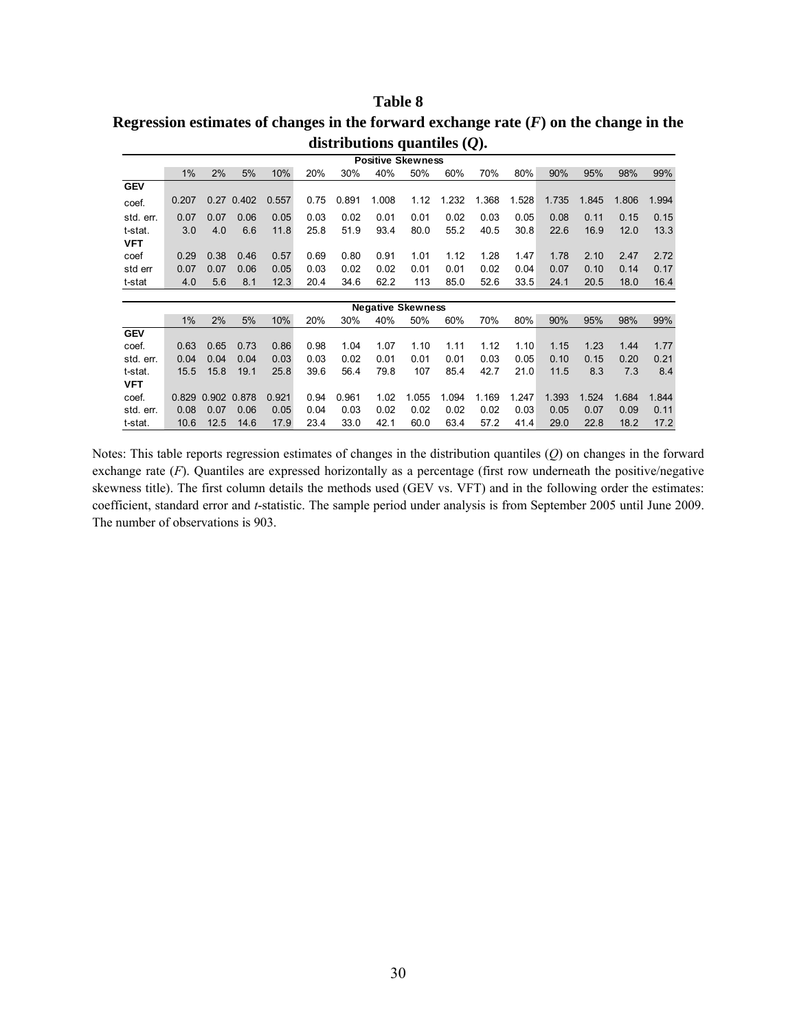# Table 8

## Regression estimates of changes in the forward exchange rate ($F$) on the change in the distributions quantiles ($Q$).

| | 1% | 2% | 5% | 10% | 20% | 30% | 40% | 50% | 60% | 70% | 80% | 90% | 95% | 98% | 99% |
|---|---|---|---|---|---|---|---|---|---|---|---|---|---|---|---|
| **Positive Skewness** | | | | | | | | | | | | | | | |
| **GEV** | | | | | | | | | | | | | | | |
| coef. | 0.207 | 0.27 | 0.402 | 0.557 | 0.75 | 0.891 | 1.008 | 1.12 | 1.232 | 1.368 | 1.528 | 1.735 | 1.845 | 1.806 | 1.994 |
| std. err. | 0.07 | 0.07 | 0.06 | 0.05 | 0.03 | 0.02 | 0.01 | 0.01 | 0.02 | 0.03 | 0.05 | 0.08 | 0.11 | 0.15 | 0.15 |
| t-stat. | 3.0 | 4.0 | 6.6 | 11.8 | 25.8 | 51.9 | 93.4 | 80.0 | 55.2 | 40.5 | 30.8 | 22.6 | 16.9 | 12.0 | 13.3 |
| **VFT** | | | | | | | | | | | | | | | |
| coef | 0.29 | 0.38 | 0.46 | 0.57 | 0.69 | 0.80 | 0.91 | 1.01 | 1.12 | 1.28 | 1.47 | 1.78 | 2.10 | 2.47 | 2.72 |
| std err | 0.07 | 0.07 | 0.06 | 0.05 | 0.03 | 0.02 | 0.02 | 0.01 | 0.01 | 0.02 | 0.04 | 0.07 | 0.10 | 0.14 | 0.17 |
| t-stat | 4.0 | 5.6 | 8.1 | 12.3 | 20.4 | 34.6 | 62.2 | 113 | 85.0 | 52.6 | 33.5 | 24.1 | 20.5 | 18.0 | 16.4 |
| **Negative Skewness** | | | | | | | | | | | | | | | |
| | 1% | 2% | 5% | 10% | 20% | 30% | 40% | 50% | 60% | 70% | 80% | 90% | 95% | 98% | 99% |
| **GEV** | | | | | | | | | | | | | | | |
| coef. | 0.63 | 0.65 | 0.73 | 0.86 | 0.98 | 1.04 | 1.07 | 1.10 | 1.11 | 1.12 | 1.10 | 1.15 | 1.23 | 1.44 | 1.77 |
| std. err. | 0.04 | 0.04 | 0.04 | 0.03 | 0.03 | 0.02 | 0.01 | 0.01 | 0.01 | 0.03 | 0.05 | 0.10 | 0.15 | 0.20 | 0.21 |
| t-stat. | 15.5 | 15.8 | 19.1 | 25.8 | 39.6 | 56.4 | 79.8 | 107 | 85.4 | 42.7 | 21.0 | 11.5 | 8.3 | 7.3 | 8.4 |
| **VFT** | | | | | | | | | | | | | | | |
| coef. | 0.829 | 0.902 | 0.878 | 0.921 | 0.94 | 0.961 | 1.02 | 1.055 | 1.094 | 1.169 | 1.247 | 1.393 | 1.524 | 1.684 | 1.844 |
| std. err. | 0.08 | 0.07 | 0.06 | 0.05 | 0.04 | 0.03 | 0.02 | 0.02 | 0.02 | 0.02 | 0.03 | 0.05 | 0.07 | 0.09 | 0.11 |
| t-stat. | 10.6 | 12.5 | 14.6 | 17.9 | 23.4 | 33.0 | 42.1 | 60.0 | 63.4 | 57.2 | 41.4 | 29.0 | 22.8 | 18.2 | 17.2 |

Notes: This table reports regression estimates of changes in the distribution quantiles ($Q$) on changes in the forward exchange rate ($F$). Quantiles are expressed horizontally as a percentage (first row underneath the positive/negative skewness title). The first column details the methods used (GEV vs. VFT) and in the following order the estimates: coefficient, standard error and *t*-statistic. The sample period under analysis is from September 2005 until June 2009. The number of observations is 903.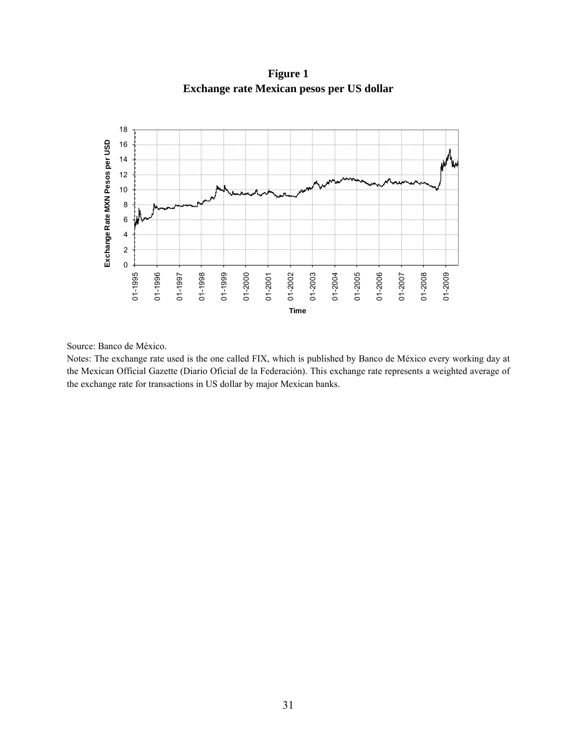**Figure 1**
**Exchange rate Mexican pesos per US dollar**

Source: Banco de México.

Notes: The exchange rate used is the one called FIX, which is published by Banco de México every working day at the Mexican Official Gazette (Diario Oficial de la Federación). This exchange rate represents a weighted average of the exchange rate for transactions in US dollar by major Mexican banks.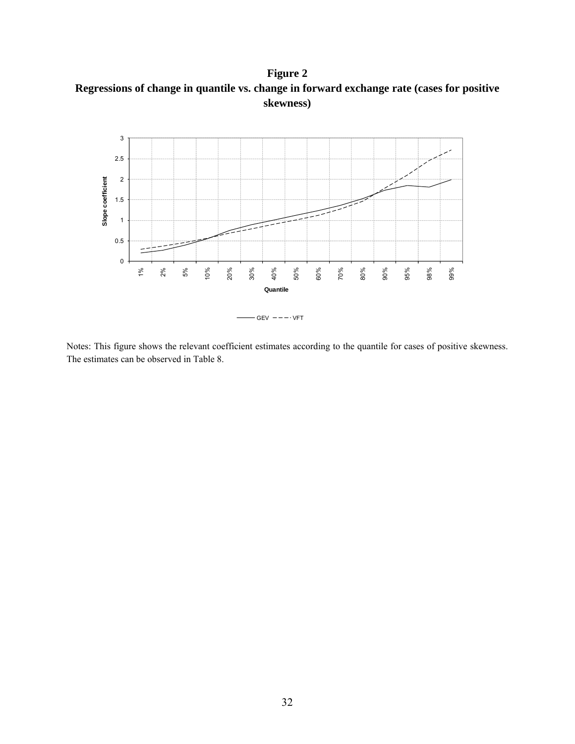**Figure 2**
**Regressions of change in quantile vs. change in forward exchange rate (cases for positive skewness)**

Notes: This figure shows the relevant coefficient estimates according to the quantile for cases of positive skewness. The estimates can be observed in Table 8.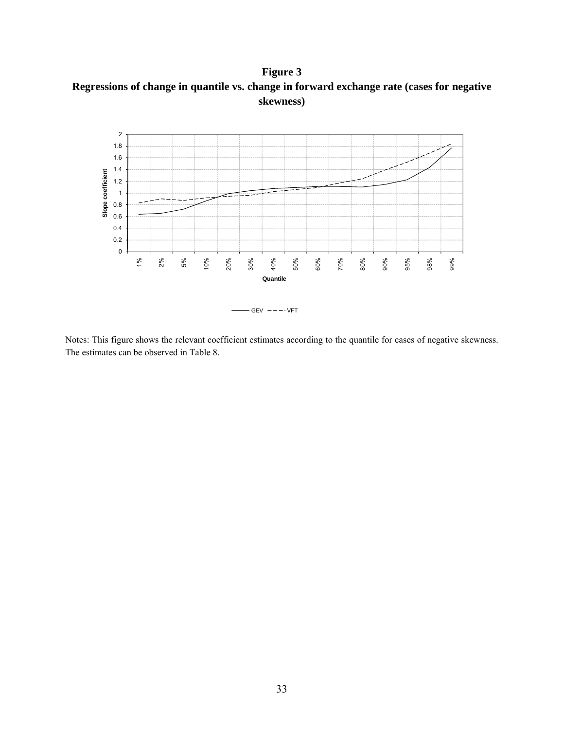**Figure 3**
**Regressions of change in quantile vs. change in forward exchange rate (cases for negative skewness)**

Notes: This figure shows the relevant coefficient estimates according to the quantile for cases of negative skewness. The estimates can be observed in Table 8.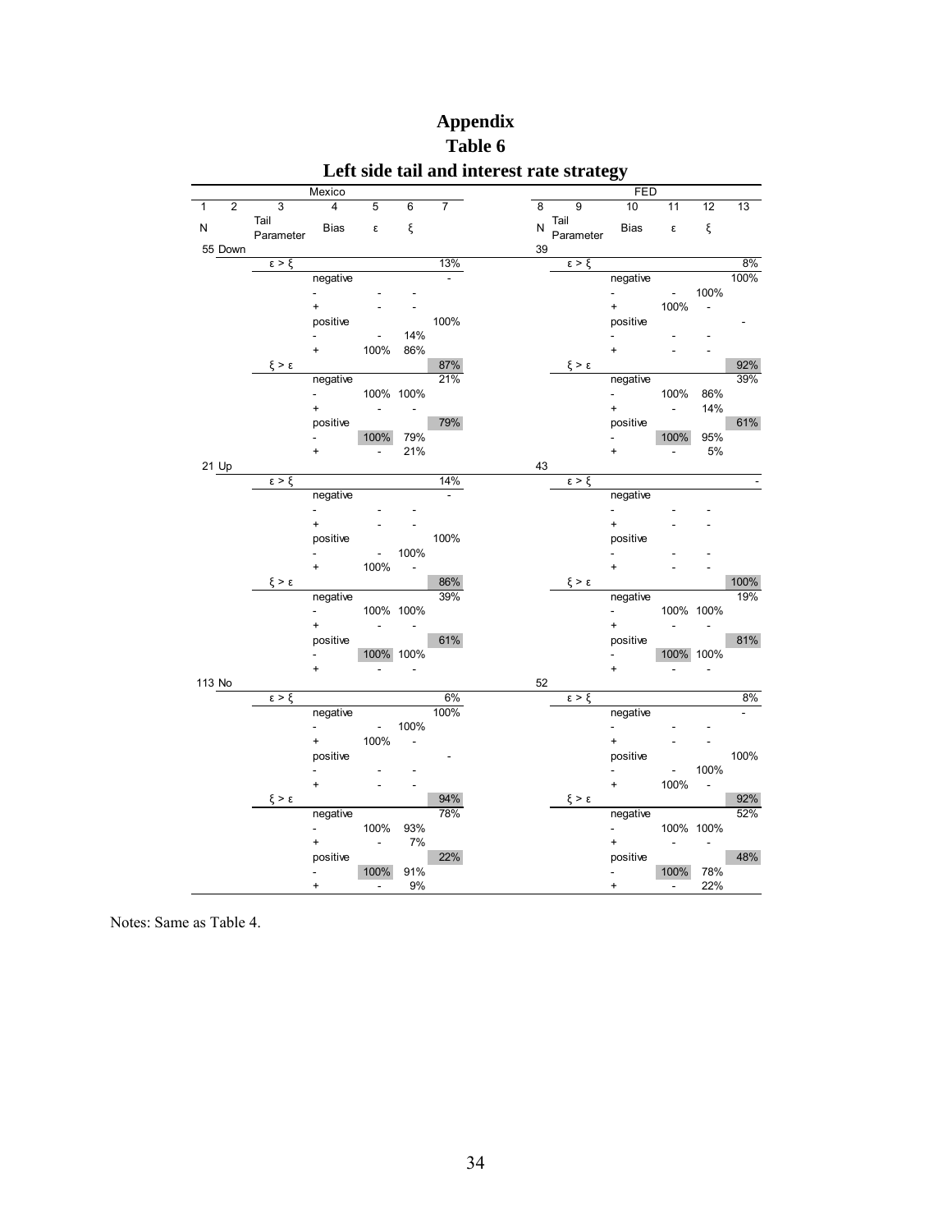# Appendix

## Table 6

## Left side tail and interest rate strategy

| Mexico | | | | | | | | FED | | | | | |
|---|---|---|---|---|---|---|---|---|---|---|---|---|---|
| 1 | 2 | 3 | 4 | 5 | 6 | 7 | 8 | 9 | 10 | 11 | 12 | 13 |
| N | | Tail Parameter | Bias | ε | ξ | | N | Tail Parameter | Bias | ε | ξ | |
| 55 | Down | | | | | | 39 | | | | | |
| | | ε > ξ | | | | 13% | | ε > ξ | | | | 8% |
| | | | negative | | | - | | | negative | | | 100% |
| | | | - | - | - | | | | - | - | 100% | |
| | | | + | - | - | | | | + | 100% | - | |
| | | | positive | | | 100% | | | positive | | | - |
| | | | - | - | 14% | | | | - | - | - | |
| | | | + | 100% | 86% | | | | + | - | - | |
| | | ξ > ε | | | | 87% | | ξ > ε | | | | 92% |
| | | | negative | | | 21% | | | negative | | | 39% |
| | | | - | 100% | 100% | | | | - | 100% | 86% | |
| | | | + | - | - | | | | + | - | 14% | |
| | | | positive | | | 79% | | | positive | | | 61% |
| | | | - | 100% | 79% | | | | - | 100% | 95% | |
| | | | + | - | 21% | | | | + | - | 5% | |
| 21 | Up | | | | | | 43 | | | | | |
| | | ε > ξ | | | | 14% | | ε > ξ | | | | - |
| | | | negative | | | - | | | negative | | | |
| | | | - | - | - | | | | - | - | - | |
| | | | + | - | - | | | | + | - | - | |
| | | | positive | | | 100% | | | positive | | | |
| | | | - | - | 100% | | | | - | - | - | |
| | | | + | 100% | - | | | | + | - | - | |
| | | ξ > ε | | | | 86% | | ξ > ε | | | | 100% |
| | | | negative | | | 39% | | | negative | | | 19% |
| | | | - | 100% | 100% | | | | - | 100% | 100% | |
| | | | + | - | - | | | | + | - | - | |
| | | | positive | | | 61% | | | positive | | | 81% |
| | | | - | 100% | 100% | | | | - | 100% | 100% | |
| | | | + | - | - | | | | + | - | - | |
| 113 | No | | | | | | 52 | | | | | |
| | | ε > ξ | | | | 6% | | ε > ξ | | | | 8% |
| | | | negative | | | 100% | | | negative | | | - |
| | | | - | - | 100% | | | | - | - | - | |
| | | | + | 100% | - | | | | + | - | - | |
| | | | positive | | | - | | | positive | | | 100% |
| | | | - | - | - | | | | - | - | 100% | |
| | | | + | - | - | | | | + | 100% | - | |
| | | ξ > ε | | | | 94% | | ξ > ε | | | | 92% |
| | | | negative | | | 78% | | | negative | | | 52% |
| | | | - | 100% | 93% | | | | - | 100% | 100% | |
| | | | + | - | 7% | | | | + | - | - | |
| | | | positive | | | 22% | | | positive | | | 48% |
| | | | - | 100% | 91% | | | | - | 100% | 78% | |
| | | | + | - | 9% | | | | + | - | 22% | |

Notes: Same as Table 4.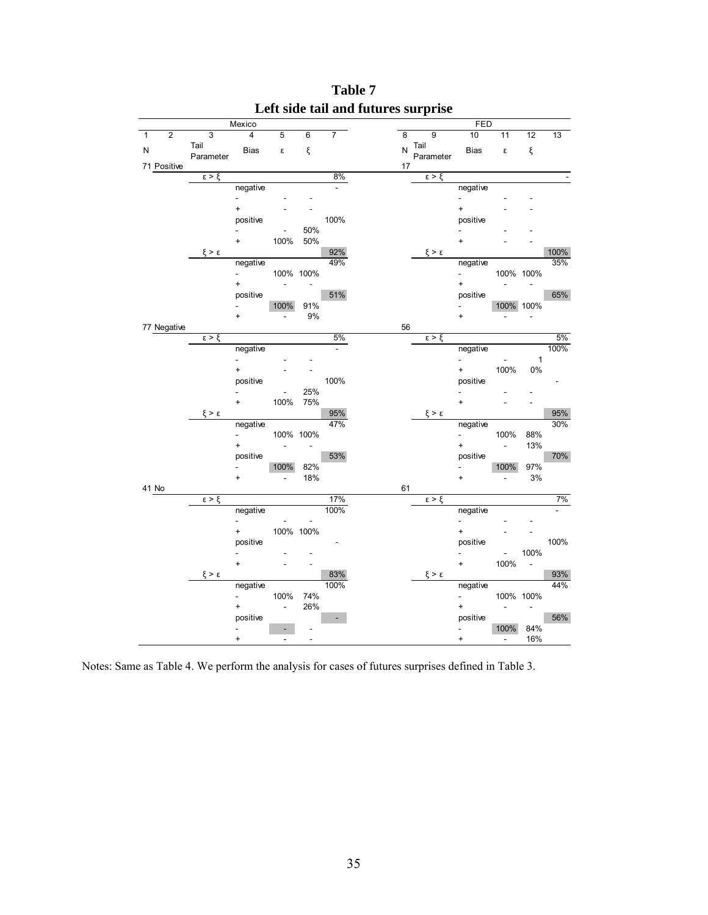# Table 7
## Left side tail and futures surprise

| Mexico | | | | | | | FED | | | | | |
|---|---|---|---|---|---|---|---|---|---|---|---|---|
| 1 | 2 | 3 | 4 | 5 | 6 | 7 | 8 | 9 | 10 | 11 | 12 | 13 |
| N | | Tail Parameter | Bias | ε | ξ | | N | Tail Parameter | Bias | ε | ξ | |
| 71 | Positive | | | | | | 17 | | | | | |
| | | ε > ξ | | | | 8% | | ε > ξ | | | | - |
| | | | negative | | | - | | | negative | | | |
| | | | - | - | - | | | | - | - | - | |
| | | | + | - | - | | | | + | - | - | |
| | | | positive | | | 100% | | | positive | | | |
| | | | - | - | 50% | | | | - | - | - | |
| | | | + | 100% | 50% | | | | + | - | - | |
| | | ξ > ε | | | | 92% | | ξ > ε | | | | 100% |
| | | | negative | | | 49% | | | negative | | | 35% |
| | | | - | 100% | 100% | | | | - | 100% | 100% | |
| | | | + | - | - | | | | + | - | - | |
| | | | positive | | | 51% | | | positive | | | 65% |
| | | | - | 100% | 91% | | | | - | 100% | 100% | |
| | | | + | - | 9% | | | | + | - | - | |
| 77 | Negative | | | | | | 56 | | | | | |
| | | ε > ξ | | | | 5% | | ε > ξ | | | | 5% |
| | | | negative | | | - | | | negative | | | 100% |
| | | | - | - | - | | | | - | - | 1 | |
| | | | + | - | - | | | | + | 100% | 0% | |
| | | | positive | | | 100% | | | positive | | | - |
| | | | - | - | 25% | | | | - | - | - | |
| | | | + | 100% | 75% | | | | + | - | - | |
| | | ξ > ε | | | | 95% | | ξ > ε | | | | 95% |
| | | | negative | | | 47% | | | negative | | | 30% |
| | | | - | 100% | 100% | | | | - | 100% | 88% | |
| | | | + | - | - | | | | + | - | 13% | |
| | | | positive | | | 53% | | | positive | | | 70% |
| | | | - | 100% | 82% | | | | - | 100% | 97% | |
| | | | + | - | 18% | | | | + | - | 3% | |
| 41 | No | | | | | | 61 | | | | | |
| | | ε > ξ | | | | 17% | | ε > ξ | | | | 7% |
| | | | negative | | | 100% | | | negative | | | - |
| | | | - | - | - | | | | - | - | - | |
| | | | + | 100% | 100% | | | | + | - | - | |
| | | | positive | | | - | | | positive | | | 100% |
| | | | - | - | - | | | | - | - | 100% | |
| | | | + | - | - | | | | + | 100% | - | |
| | | ξ > ε | | | | 83% | | ξ > ε | | | | 93% |
| | | | negative | | | 100% | | | negative | | | 44% |
| | | | - | 100% | 74% | | | | - | 100% | 100% | |
| | | | + | - | 26% | | | | + | - | - | |
| | | | positive | | | - | | | positive | | | 56% |
| | | | - | - | - | | | | - | 100% | 84% | |
| | | | + | - | - | | | | + | - | 16% | |

Notes: Same as Table 4. We perform the analysis for cases of futures surprises defined in Table 3.